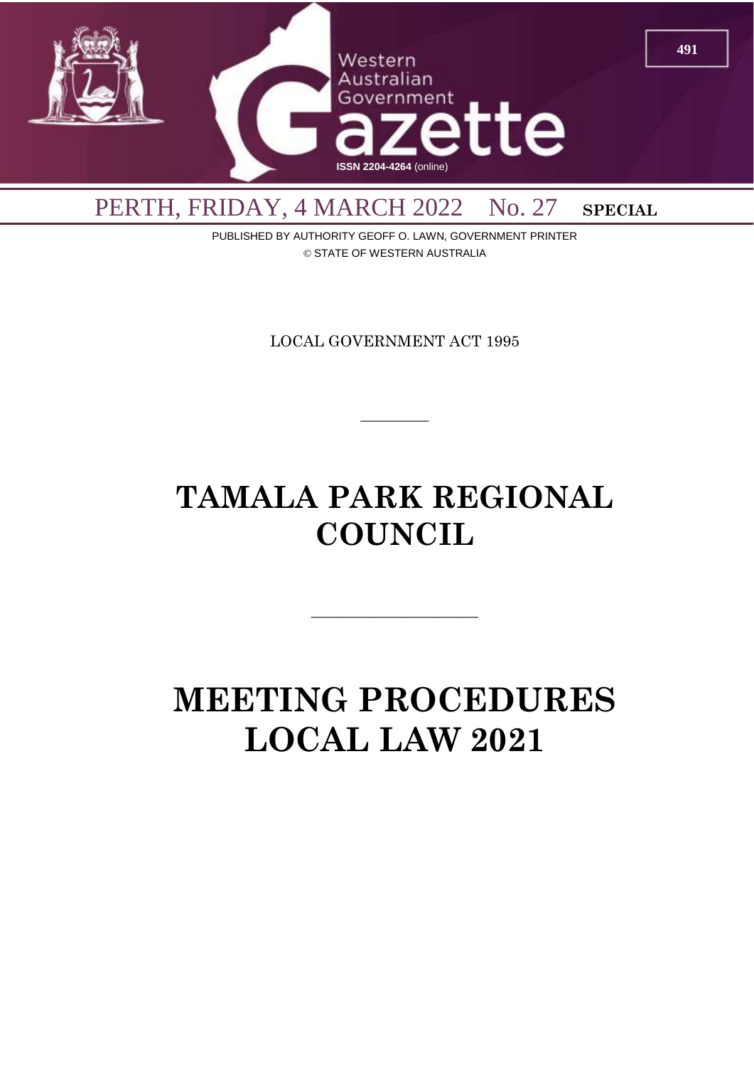# Western Australian Government Gazette

ISSN 2204-4264 (online)

PERTH, FRIDAY, 4 MARCH 2022 No. 27 **SPECIAL**

PUBLISHED BY AUTHORITY GEOFF O. LAWN, GOVERNMENT PRINTER
© STATE OF WESTERN AUSTRALIA

LOCAL GOVERNMENT ACT 1995

---

# TAMALA PARK REGIONAL COUNCIL

---

# MEETING PROCEDURES LOCAL LAW 2021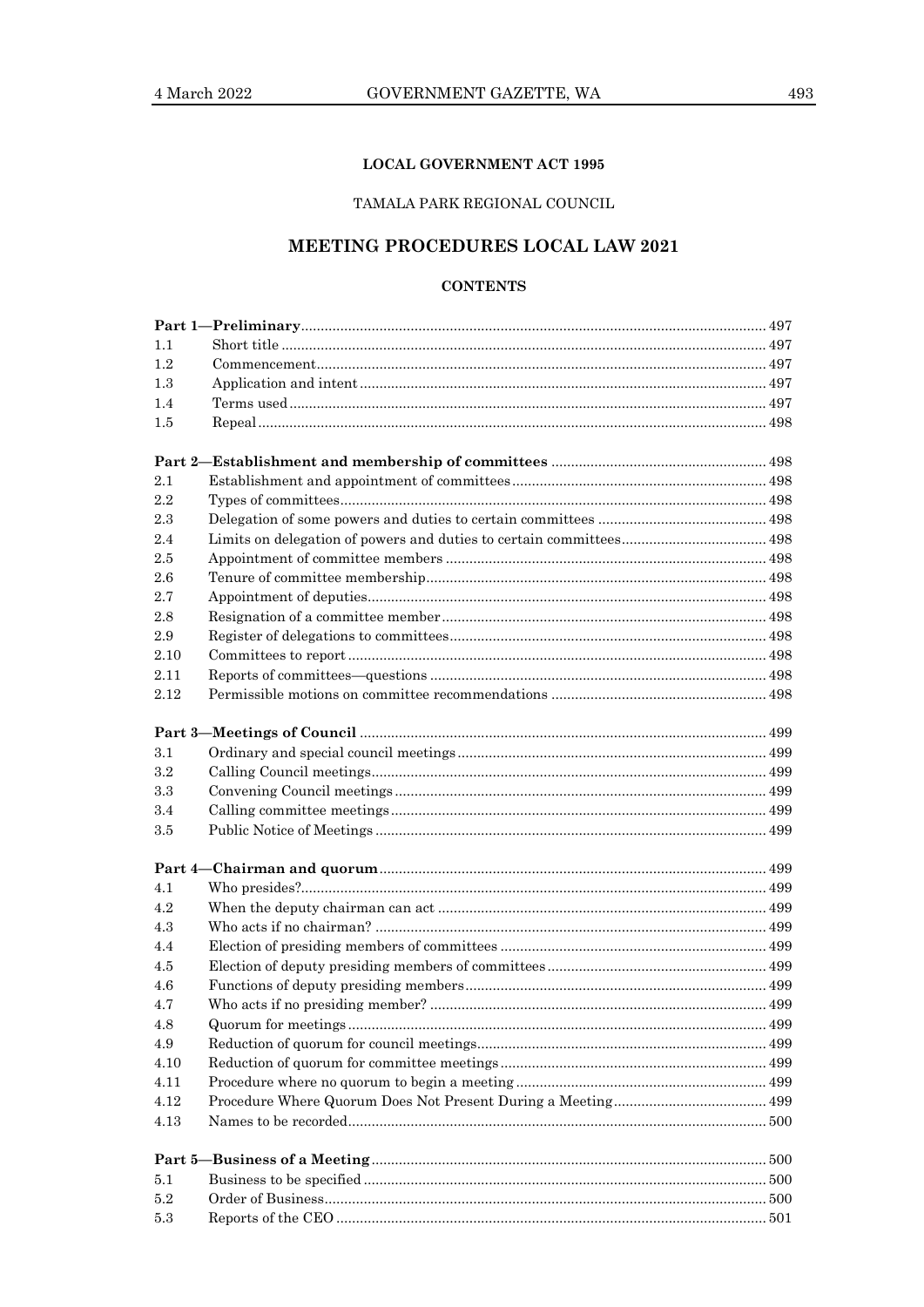**LOCAL GOVERNMENT ACT 1995**

TAMALA PARK REGIONAL COUNCIL

# MEETING PROCEDURES LOCAL LAW 2021

**CONTENTS**

| | | |
|---|---|---|
| **Part 1—Preliminary** | | 497 |
| 1.1 | Short title | 497 |
| 1.2 | Commencement | 497 |
| 1.3 | Application and intent | 497 |
| 1.4 | Terms used | 497 |
| 1.5 | Repeal | 498 |
| **Part 2—Establishment and membership of committees** | | 498 |
| 2.1 | Establishment and appointment of committees | 498 |
| 2.2 | Types of committees | 498 |
| 2.3 | Delegation of some powers and duties to certain committees | 498 |
| 2.4 | Limits on delegation of powers and duties to certain committees | 498 |
| 2.5 | Appointment of committee members | 498 |
| 2.6 | Tenure of committee membership | 498 |
| 2.7 | Appointment of deputies | 498 |
| 2.8 | Resignation of a committee member | 498 |
| 2.9 | Register of delegations to committees | 498 |
| 2.10 | Committees to report | 498 |
| 2.11 | Reports of committees—questions | 498 |
| 2.12 | Permissible motions on committee recommendations | 498 |
| **Part 3—Meetings of Council** | | 499 |
| 3.1 | Ordinary and special council meetings | 499 |
| 3.2 | Calling Council meetings | 499 |
| 3.3 | Convening Council meetings | 499 |
| 3.4 | Calling committee meetings | 499 |
| 3.5 | Public Notice of Meetings | 499 |
| **Part 4—Chairman and quorum** | | 499 |
| 4.1 | Who presides? | 499 |
| 4.2 | When the deputy chairman can act | 499 |
| 4.3 | Who acts if no chairman? | 499 |
| 4.4 | Election of presiding members of committees | 499 |
| 4.5 | Election of deputy presiding members of committees | 499 |
| 4.6 | Functions of deputy presiding members | 499 |
| 4.7 | Who acts if no presiding member? | 499 |
| 4.8 | Quorum for meetings | 499 |
| 4.9 | Reduction of quorum for council meetings | 499 |
| 4.10 | Reduction of quorum for committee meetings | 499 |
| 4.11 | Procedure where no quorum to begin a meeting | 499 |
| 4.12 | Procedure Where Quorum Does Not Present During a Meeting | 499 |
| 4.13 | Names to be recorded | 500 |
| **Part 5—Business of a Meeting** | | 500 |
| 5.1 | Business to be specified | 500 |
| 5.2 | Order of Business | 500 |
| 5.3 | Reports of the CEO | 501 |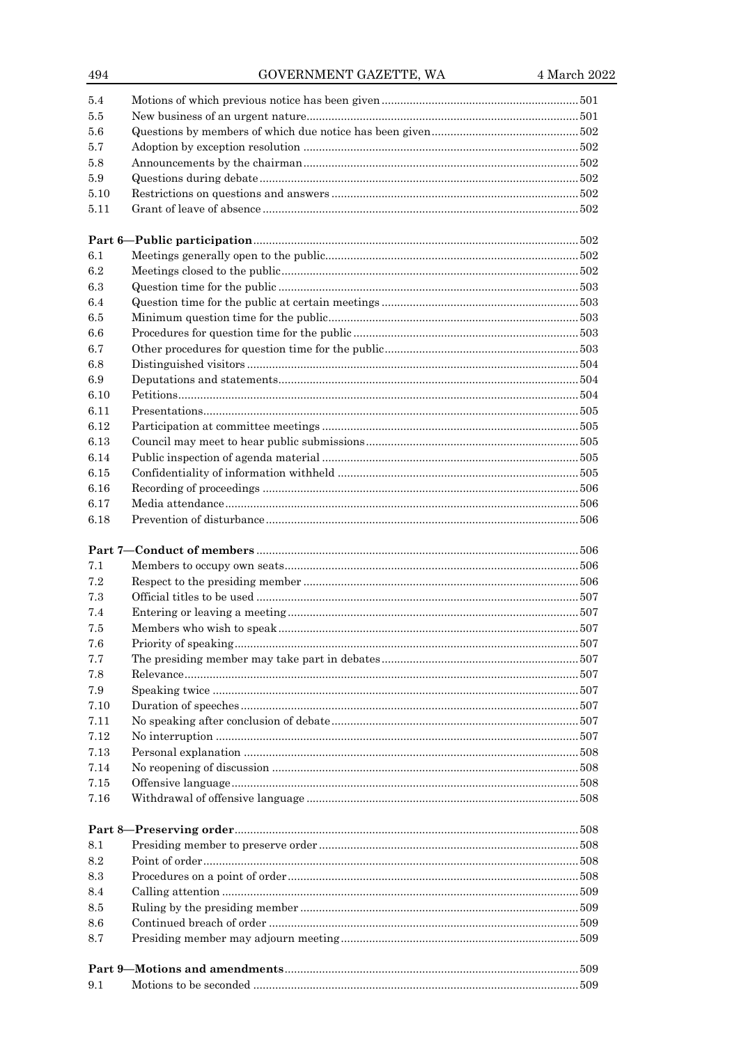| | | |
|---|---|---|
| 5.4 | Motions of which previous notice has been given | 501 |
| 5.5 | New business of an urgent nature | 501 |
| 5.6 | Questions by members of which due notice has been given | 502 |
| 5.7 | Adoption by exception resolution | 502 |
| 5.8 | Announcements by the chairman | 502 |
| 5.9 | Questions during debate | 502 |
| 5.10 | Restrictions on questions and answers | 502 |
| 5.11 | Grant of leave of absence | 502 |
| **Part 6—Public participation** | | **502** |
| 6.1 | Meetings generally open to the public | 502 |
| 6.2 | Meetings closed to the public | 502 |
| 6.3 | Question time for the public | 503 |
| 6.4 | Question time for the public at certain meetings | 503 |
| 6.5 | Minimum question time for the public | 503 |
| 6.6 | Procedures for question time for the public | 503 |
| 6.7 | Other procedures for question time for the public | 503 |
| 6.8 | Distinguished visitors | 504 |
| 6.9 | Deputations and statements | 504 |
| 6.10 | Petitions | 504 |
| 6.11 | Presentations | 505 |
| 6.12 | Participation at committee meetings | 505 |
| 6.13 | Council may meet to hear public submissions | 505 |
| 6.14 | Public inspection of agenda material | 505 |
| 6.15 | Confidentiality of information withheld | 505 |
| 6.16 | Recording of proceedings | 506 |
| 6.17 | Media attendance | 506 |
| 6.18 | Prevention of disturbance | 506 |
| **Part 7—Conduct of members** | | **506** |
| 7.1 | Members to occupy own seats | 506 |
| 7.2 | Respect to the presiding member | 506 |
| 7.3 | Official titles to be used | 507 |
| 7.4 | Entering or leaving a meeting | 507 |
| 7.5 | Members who wish to speak | 507 |
| 7.6 | Priority of speaking | 507 |
| 7.7 | The presiding member may take part in debates | 507 |
| 7.8 | Relevance | 507 |
| 7.9 | Speaking twice | 507 |
| 7.10 | Duration of speeches | 507 |
| 7.11 | No speaking after conclusion of debate | 507 |
| 7.12 | No interruption | 507 |
| 7.13 | Personal explanation | 508 |
| 7.14 | No reopening of discussion | 508 |
| 7.15 | Offensive language | 508 |
| 7.16 | Withdrawal of offensive language | 508 |
| **Part 8—Preserving order** | | **508** |
| 8.1 | Presiding member to preserve order | 508 |
| 8.2 | Point of order | 508 |
| 8.3 | Procedures on a point of order | 508 |
| 8.4 | Calling attention | 509 |
| 8.5 | Ruling by the presiding member | 509 |
| 8.6 | Continued breach of order | 509 |
| 8.7 | Presiding member may adjourn meeting | 509 |
| **Part 9—Motions and amendments** | | **509** |
| 9.1 | Motions to be seconded | 509 |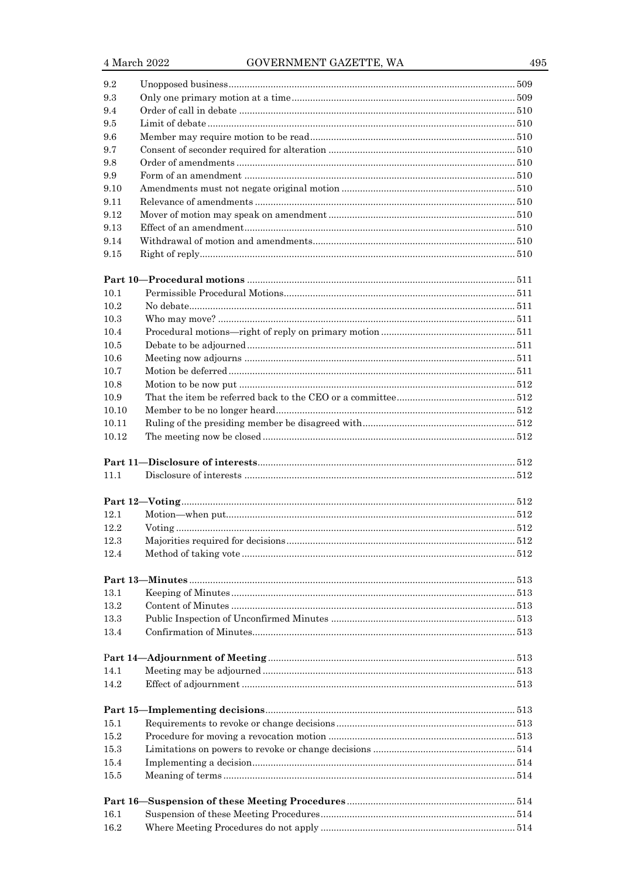| | | |
|---|---|---|
| 9.2 | Unopposed business | 509 |
| 9.3 | Only one primary motion at a time | 509 |
| 9.4 | Order of call in debate | 510 |
| 9.5 | Limit of debate | 510 |
| 9.6 | Member may require motion to be read | 510 |
| 9.7 | Consent of seconder required for alteration | 510 |
| 9.8 | Order of amendments | 510 |
| 9.9 | Form of an amendment | 510 |
| 9.10 | Amendments must not negate original motion | 510 |
| 9.11 | Relevance of amendments | 510 |
| 9.12 | Mover of motion may speak on amendment | 510 |
| 9.13 | Effect of an amendment | 510 |
| 9.14 | Withdrawal of motion and amendments | 510 |
| 9.15 | Right of reply | 510 |
| **Part 10—Procedural motions** | | 511 |
| 10.1 | Permissible Procedural Motions | 511 |
| 10.2 | No debate | 511 |
| 10.3 | Who may move? | 511 |
| 10.4 | Procedural motions—right of reply on primary motion | 511 |
| 10.5 | Debate to be adjourned | 511 |
| 10.6 | Meeting now adjourns | 511 |
| 10.7 | Motion be deferred | 511 |
| 10.8 | Motion to be now put | 512 |
| 10.9 | That the item be referred back to the CEO or a committee | 512 |
| 10.10 | Member to be no longer heard | 512 |
| 10.11 | Ruling of the presiding member be disagreed with | 512 |
| 10.12 | The meeting now be closed | 512 |
| **Part 11—Disclosure of interests** | | 512 |
| 11.1 | Disclosure of interests | 512 |
| **Part 12—Voting** | | 512 |
| 12.1 | Motion—when put | 512 |
| 12.2 | Voting | 512 |
| 12.3 | Majorities required for decisions | 512 |
| 12.4 | Method of taking vote | 512 |
| **Part 13—Minutes** | | 513 |
| 13.1 | Keeping of Minutes | 513 |
| 13.2 | Content of Minutes | 513 |
| 13.3 | Public Inspection of Unconfirmed Minutes | 513 |
| 13.4 | Confirmation of Minutes | 513 |
| **Part 14—Adjournment of Meeting** | | 513 |
| 14.1 | Meeting may be adjourned | 513 |
| 14.2 | Effect of adjournment | 513 |
| **Part 15—Implementing decisions** | | 513 |
| 15.1 | Requirements to revoke or change decisions | 513 |
| 15.2 | Procedure for moving a revocation motion | 513 |
| 15.3 | Limitations on powers to revoke or change decisions | 514 |
| 15.4 | Implementing a decision | 514 |
| 15.5 | Meaning of terms | 514 |
| **Part 16—Suspension of these Meeting Procedures** | | 514 |
| 16.1 | Suspension of these Meeting Procedures | 514 |
| 16.2 | Where Meeting Procedures do not apply | 514 |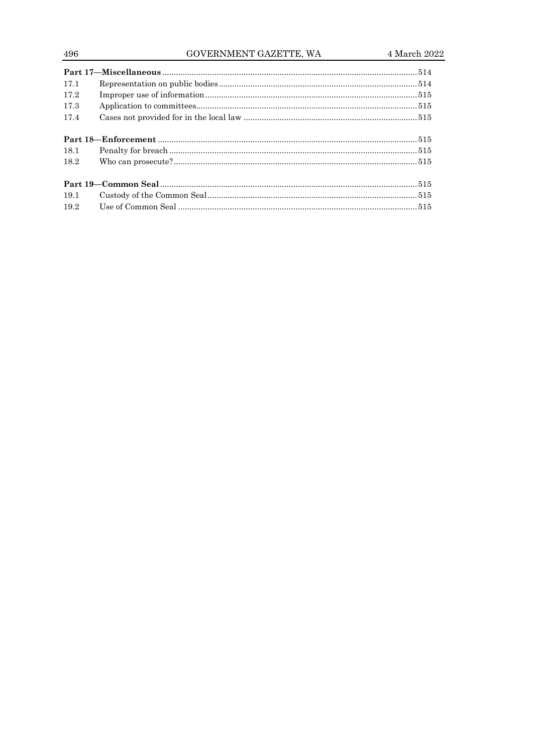**Part 17—Miscellaneous** ........ 514

| | | |
|---|---|---|
| 17.1 | Representation on public bodies | 514 |
| 17.2 | Improper use of information | 515 |
| 17.3 | Application to committees | 515 |
| 17.4 | Cases not provided for in the local law | 515 |

**Part 18—Enforcement** ........ 515

| | | |
|---|---|---|
| 18.1 | Penalty for breach | 515 |
| 18.2 | Who can prosecute? | 515 |

**Part 19—Common Seal** ........ 515

| | | |
|---|---|---|
| 19.1 | Custody of the Common Seal | 515 |
| 19.2 | Use of Common Seal | 515 |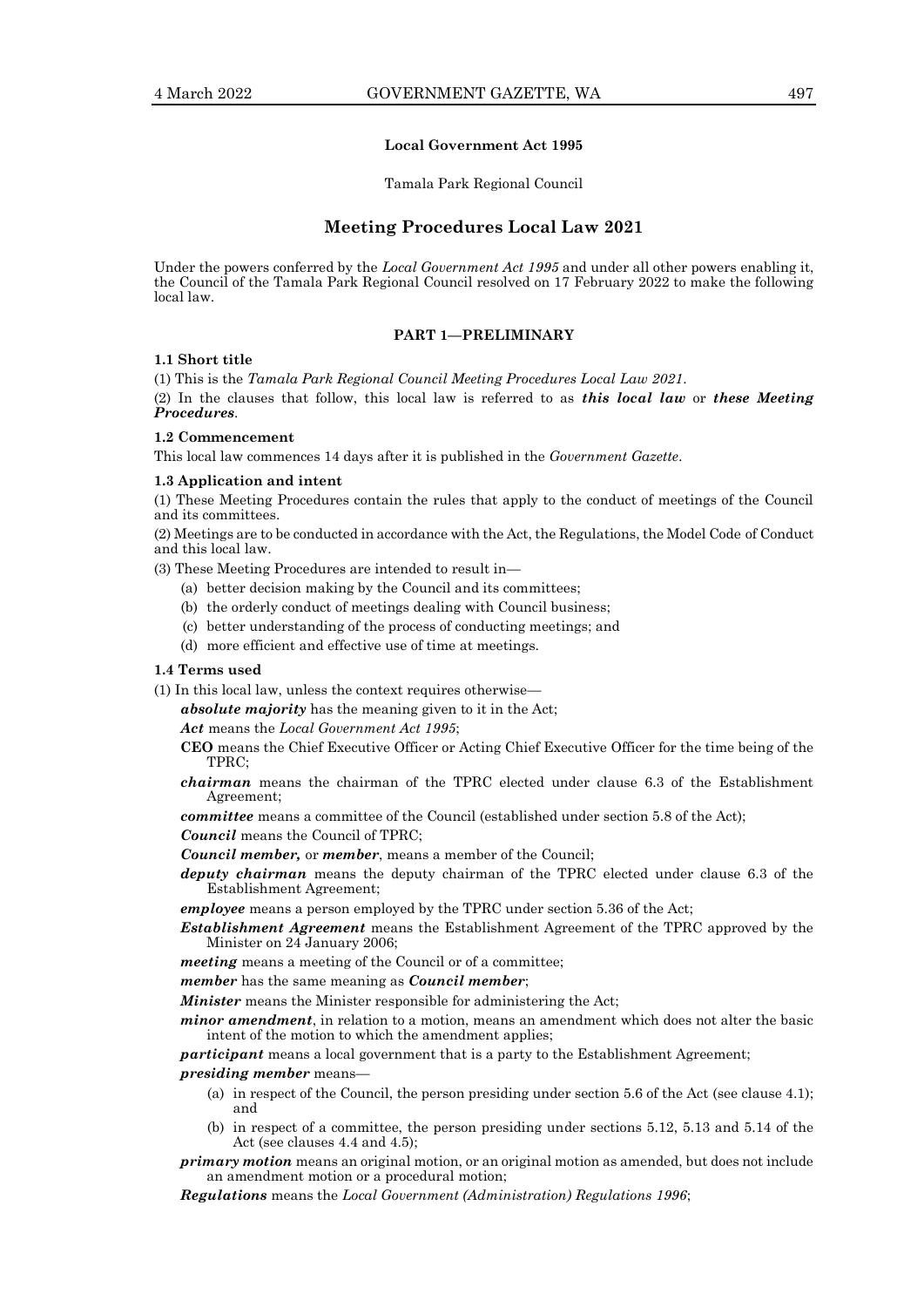**Local Government Act 1995**

Tamala Park Regional Council

## Meeting Procedures Local Law 2021

Under the powers conferred by the *Local Government Act 1995* and under all other powers enabling it, the Council of the Tamala Park Regional Council resolved on 17 February 2022 to make the following local law.

### PART 1—PRELIMINARY

**1.1 Short title**

(1) This is the *Tamala Park Regional Council Meeting Procedures Local Law 2021*.

(2) In the clauses that follow, this local law is referred to as ***this local law*** or ***these Meeting Procedures***.

**1.2 Commencement**

This local law commences 14 days after it is published in the *Government Gazette*.

**1.3 Application and intent**

(1) These Meeting Procedures contain the rules that apply to the conduct of meetings of the Council and its committees.

(2) Meetings are to be conducted in accordance with the Act, the Regulations, the Model Code of Conduct and this local law.

(3) These Meeting Procedures are intended to result in—

- (a) better decision making by the Council and its committees;
- (b) the orderly conduct of meetings dealing with Council business;
- (c) better understanding of the process of conducting meetings; and
- (d) more efficient and effective use of time at meetings.

**1.4 Terms used**

(1) In this local law, unless the context requires otherwise—

***absolute majority*** has the meaning given to it in the Act;

***Act*** means the *Local Government Act 1995*;

**CEO** means the Chief Executive Officer or Acting Chief Executive Officer for the time being of the TPRC;

***chairman*** means the chairman of the TPRC elected under clause 6.3 of the Establishment Agreement;

***committee*** means a committee of the Council (established under section 5.8 of the Act);

***Council*** means the Council of TPRC;

***Council member,*** or ***member***, means a member of the Council;

***deputy chairman*** means the deputy chairman of the TPRC elected under clause 6.3 of the Establishment Agreement;

***employee*** means a person employed by the TPRC under section 5.36 of the Act;

***Establishment Agreement*** means the Establishment Agreement of the TPRC approved by the Minister on 24 January 2006;

***meeting*** means a meeting of the Council or of a committee;

***member*** has the same meaning as ***Council member***;

***Minister*** means the Minister responsible for administering the Act;

***minor amendment***, in relation to a motion, means an amendment which does not alter the basic intent of the motion to which the amendment applies;

***participant*** means a local government that is a party to the Establishment Agreement;

***presiding member*** means—

- (a) in respect of the Council, the person presiding under section 5.6 of the Act (see clause 4.1); and
- (b) in respect of a committee, the person presiding under sections 5.12, 5.13 and 5.14 of the Act (see clauses 4.4 and 4.5);

***primary motion*** means an original motion, or an original motion as amended, but does not include an amendment motion or a procedural motion;

***Regulations*** means the *Local Government (Administration) Regulations 1996*;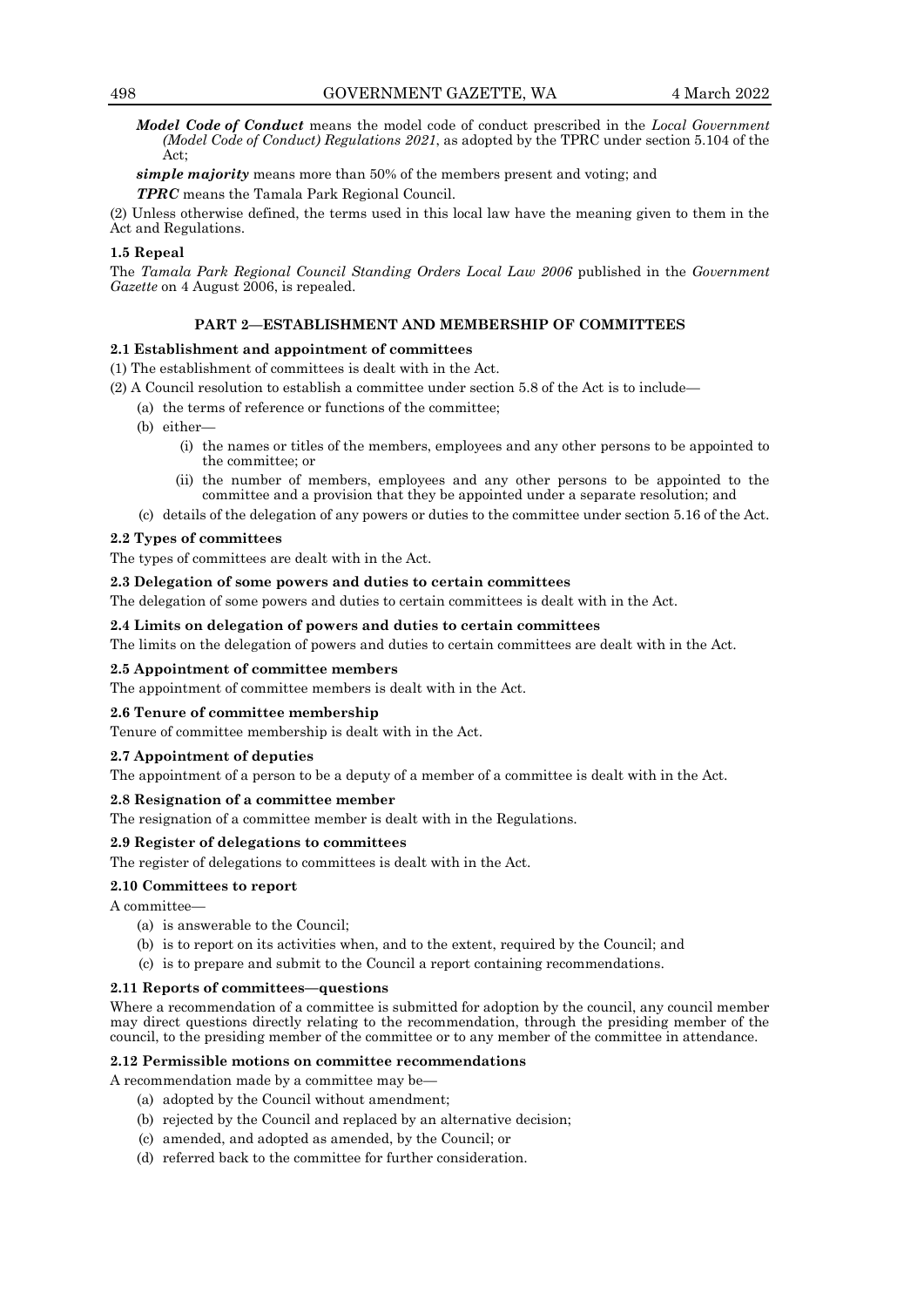***Model Code of Conduct*** means the model code of conduct prescribed in the *Local Government (Model Code of Conduct) Regulations 2021*, as adopted by the TPRC under section 5.104 of the Act;

***simple majority*** means more than 50% of the members present and voting; and

***TPRC*** means the Tamala Park Regional Council.

(2) Unless otherwise defined, the terms used in this local law have the meaning given to them in the Act and Regulations.

**1.5 Repeal**

The *Tamala Park Regional Council Standing Orders Local Law 2006* published in the *Government Gazette* on 4 August 2006, is repealed.

## PART 2—ESTABLISHMENT AND MEMBERSHIP OF COMMITTEES

**2.1 Establishment and appointment of committees**

(1) The establishment of committees is dealt with in the Act.

(2) A Council resolution to establish a committee under section 5.8 of the Act is to include—

- (a) the terms of reference or functions of the committee;
- (b) either—
    - (i) the names or titles of the members, employees and any other persons to be appointed to the committee; or
    - (ii) the number of members, employees and any other persons to be appointed to the committee and a provision that they be appointed under a separate resolution; and
- (c) details of the delegation of any powers or duties to the committee under section 5.16 of the Act.

**2.2 Types of committees**

The types of committees are dealt with in the Act.

**2.3 Delegation of some powers and duties to certain committees**

The delegation of some powers and duties to certain committees is dealt with in the Act.

**2.4 Limits on delegation of powers and duties to certain committees**

The limits on the delegation of powers and duties to certain committees are dealt with in the Act.

**2.5 Appointment of committee members**

The appointment of committee members is dealt with in the Act.

**2.6 Tenure of committee membership**

Tenure of committee membership is dealt with in the Act.

**2.7 Appointment of deputies**

The appointment of a person to be a deputy of a member of a committee is dealt with in the Act.

**2.8 Resignation of a committee member**

The resignation of a committee member is dealt with in the Regulations.

**2.9 Register of delegations to committees**

The register of delegations to committees is dealt with in the Act.

**2.10 Committees to report**

A committee—

- (a) is answerable to the Council;
- (b) is to report on its activities when, and to the extent, required by the Council; and
- (c) is to prepare and submit to the Council a report containing recommendations.

**2.11 Reports of committees—questions**

Where a recommendation of a committee is submitted for adoption by the council, any council member may direct questions directly relating to the recommendation, through the presiding member of the council, to the presiding member of the committee or to any member of the committee in attendance.

**2.12 Permissible motions on committee recommendations**

A recommendation made by a committee may be—

- (a) adopted by the Council without amendment;
- (b) rejected by the Council and replaced by an alternative decision;
- (c) amended, and adopted as amended, by the Council; or
- (d) referred back to the committee for further consideration.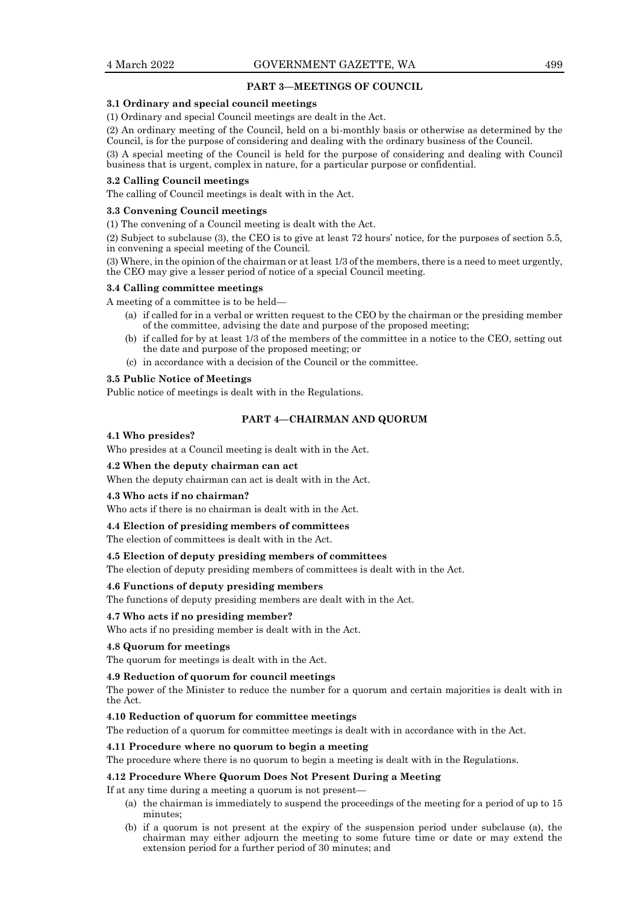## PART 3—MEETINGS OF COUNCIL

**3.1 Ordinary and special council meetings**

(1) Ordinary and special Council meetings are dealt in the Act.

(2) An ordinary meeting of the Council, held on a bi-monthly basis or otherwise as determined by the Council, is for the purpose of considering and dealing with the ordinary business of the Council.

(3) A special meeting of the Council is held for the purpose of considering and dealing with Council business that is urgent, complex in nature, for a particular purpose or confidential.

**3.2 Calling Council meetings**

The calling of Council meetings is dealt with in the Act.

**3.3 Convening Council meetings**

(1) The convening of a Council meeting is dealt with the Act.

(2) Subject to subclause (3), the CEO is to give at least 72 hours' notice, for the purposes of section 5.5, in convening a special meeting of the Council.

(3) Where, in the opinion of the chairman or at least 1/3 of the members, there is a need to meet urgently, the CEO may give a lesser period of notice of a special Council meeting.

**3.4 Calling committee meetings**

A meeting of a committee is to be held—

(a) if called for in a verbal or written request to the CEO by the chairman or the presiding member of the committee, advising the date and purpose of the proposed meeting;

(b) if called for by at least 1/3 of the members of the committee in a notice to the CEO, setting out the date and purpose of the proposed meeting; or

(c) in accordance with a decision of the Council or the committee.

**3.5 Public Notice of Meetings**

Public notice of meetings is dealt with in the Regulations.

## PART 4—CHAIRMAN AND QUORUM

**4.1 Who presides?**

Who presides at a Council meeting is dealt with in the Act.

**4.2 When the deputy chairman can act**

When the deputy chairman can act is dealt with in the Act.

**4.3 Who acts if no chairman?**

Who acts if there is no chairman is dealt with in the Act.

**4.4 Election of presiding members of committees**

The election of committees is dealt with in the Act.

**4.5 Election of deputy presiding members of committees**

The election of deputy presiding members of committees is dealt with in the Act.

**4.6 Functions of deputy presiding members**

The functions of deputy presiding members are dealt with in the Act.

**4.7 Who acts if no presiding member?**

Who acts if no presiding member is dealt with in the Act.

**4.8 Quorum for meetings**

The quorum for meetings is dealt with in the Act.

**4.9 Reduction of quorum for council meetings**

The power of the Minister to reduce the number for a quorum and certain majorities is dealt with in the Act.

**4.10 Reduction of quorum for committee meetings**

The reduction of a quorum for committee meetings is dealt with in accordance with in the Act.

**4.11 Procedure where no quorum to begin a meeting**

The procedure where there is no quorum to begin a meeting is dealt with in the Regulations.

**4.12 Procedure Where Quorum Does Not Present During a Meeting**

If at any time during a meeting a quorum is not present—

(a) the chairman is immediately to suspend the proceedings of the meeting for a period of up to 15 minutes;

(b) if a quorum is not present at the expiry of the suspension period under subclause (a), the chairman may either adjourn the meeting to some future time or date or may extend the extension period for a further period of 30 minutes; and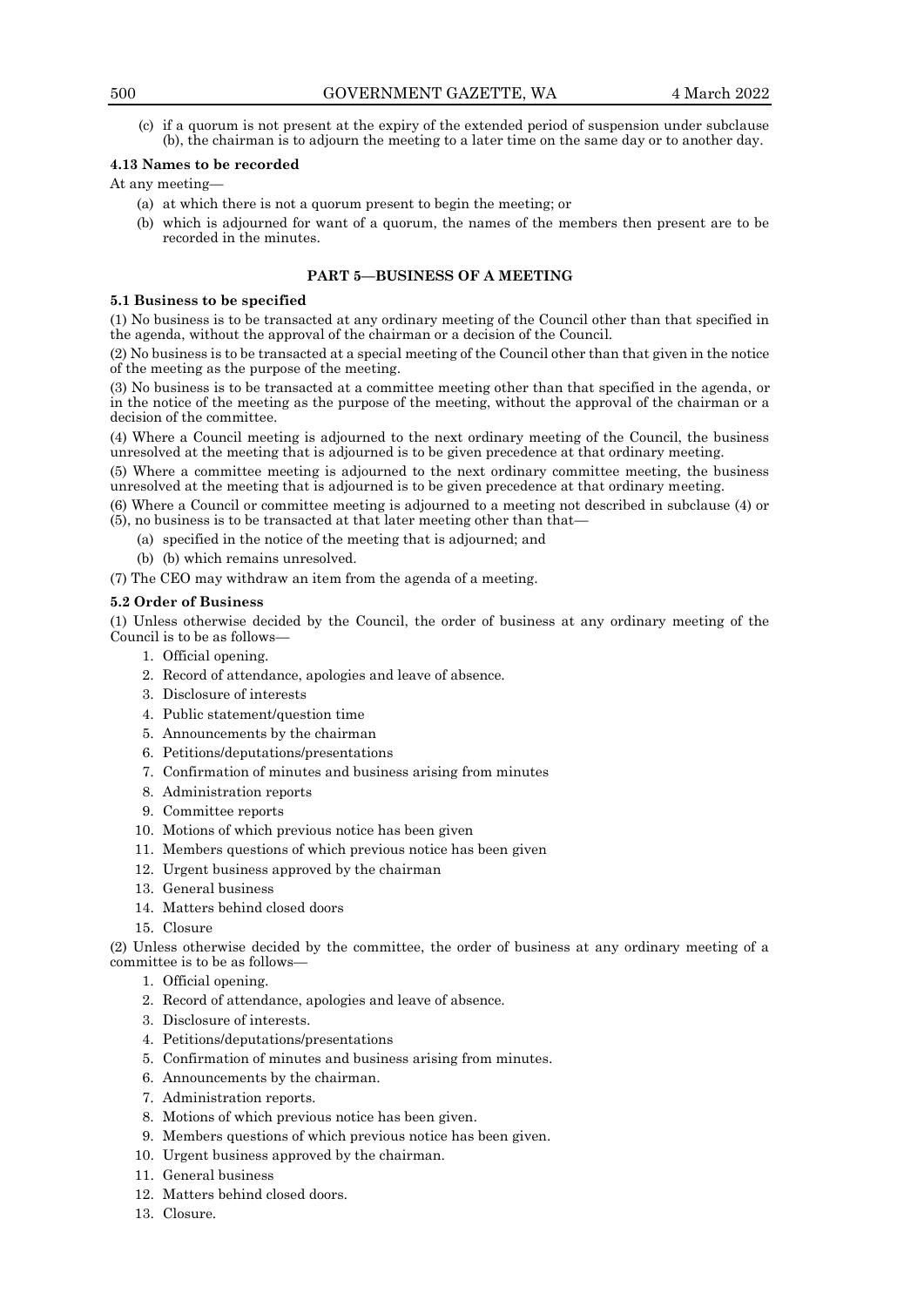(c) if a quorum is not present at the expiry of the extended period of suspension under subclause (b), the chairman is to adjourn the meeting to a later time on the same day or to another day.

**4.13 Names to be recorded**

At any meeting—

- (a) at which there is not a quorum present to begin the meeting; or
- (b) which is adjourned for want of a quorum, the names of the members then present are to be recorded in the minutes.

## PART 5—BUSINESS OF A MEETING

**5.1 Business to be specified**

(1) No business is to be transacted at any ordinary meeting of the Council other than that specified in the agenda, without the approval of the chairman or a decision of the Council.

(2) No business is to be transacted at a special meeting of the Council other than that given in the notice of the meeting as the purpose of the meeting.

(3) No business is to be transacted at a committee meeting other than that specified in the agenda, or in the notice of the meeting as the purpose of the meeting, without the approval of the chairman or a decision of the committee.

(4) Where a Council meeting is adjourned to the next ordinary meeting of the Council, the business unresolved at the meeting that is adjourned is to be given precedence at that ordinary meeting.

(5) Where a committee meeting is adjourned to the next ordinary committee meeting, the business unresolved at the meeting that is adjourned is to be given precedence at that ordinary meeting.

(6) Where a Council or committee meeting is adjourned to a meeting not described in subclause (4) or (5), no business is to be transacted at that later meeting other than that—

- (a) specified in the notice of the meeting that is adjourned; and
- (b) (b) which remains unresolved.

(7) The CEO may withdraw an item from the agenda of a meeting.

**5.2 Order of Business**

(1) Unless otherwise decided by the Council, the order of business at any ordinary meeting of the Council is to be as follows—

1. Official opening.
2. Record of attendance, apologies and leave of absence.
3. Disclosure of interests
4. Public statement/question time
5. Announcements by the chairman
6. Petitions/deputations/presentations
7. Confirmation of minutes and business arising from minutes
8. Administration reports
9. Committee reports
10. Motions of which previous notice has been given
11. Members questions of which previous notice has been given
12. Urgent business approved by the chairman
13. General business
14. Matters behind closed doors
15. Closure

(2) Unless otherwise decided by the committee, the order of business at any ordinary meeting of a committee is to be as follows—

1. Official opening.
2. Record of attendance, apologies and leave of absence.
3. Disclosure of interests.
4. Petitions/deputations/presentations
5. Confirmation of minutes and business arising from minutes.
6. Announcements by the chairman.
7. Administration reports.
8. Motions of which previous notice has been given.
9. Members questions of which previous notice has been given.
10. Urgent business approved by the chairman.
11. General business
12. Matters behind closed doors.
13. Closure.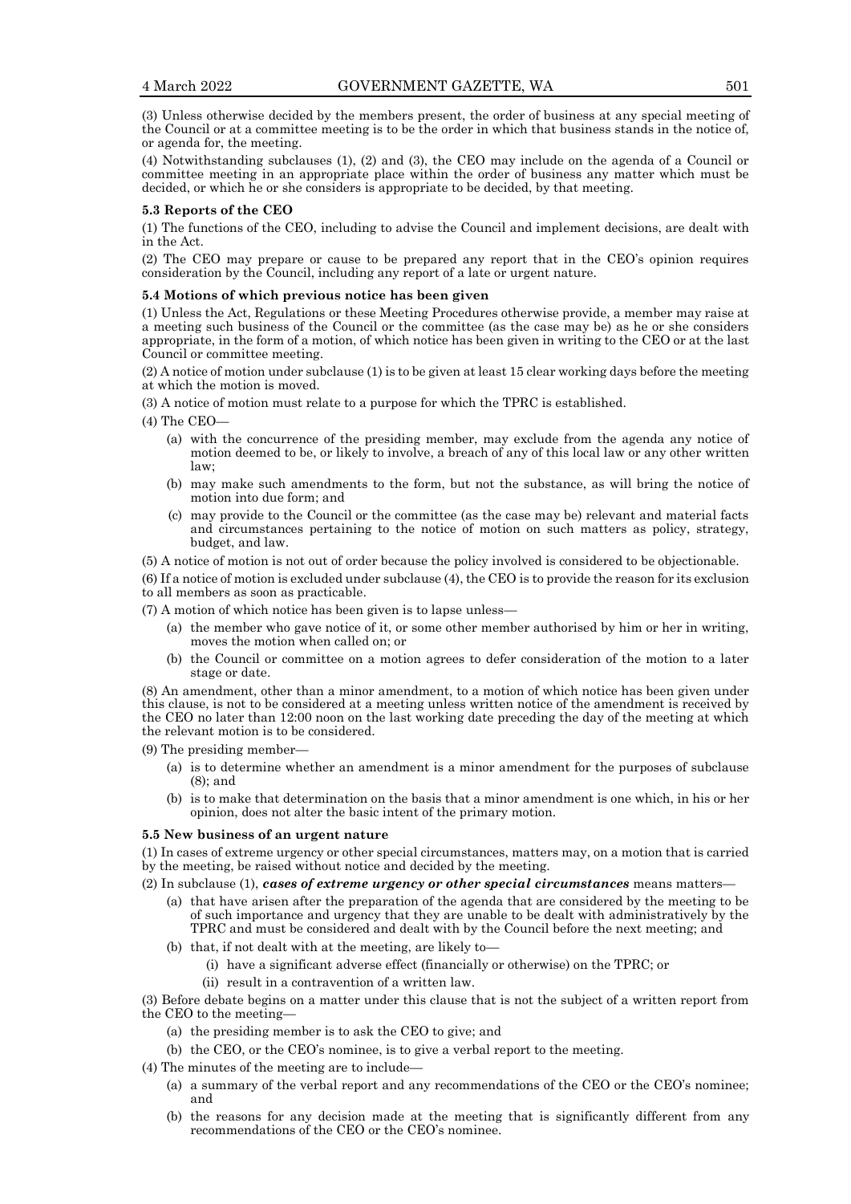(3) Unless otherwise decided by the members present, the order of business at any special meeting of the Council or at a committee meeting is to be the order in which that business stands in the notice of, or agenda for, the meeting.

(4) Notwithstanding subclauses (1), (2) and (3), the CEO may include on the agenda of a Council or committee meeting in an appropriate place within the order of business any matter which must be decided, or which he or she considers is appropriate to be decided, by that meeting.

**5.3 Reports of the CEO**

(1) The functions of the CEO, including to advise the Council and implement decisions, are dealt with in the Act.

(2) The CEO may prepare or cause to be prepared any report that in the CEO's opinion requires consideration by the Council, including any report of a late or urgent nature.

**5.4 Motions of which previous notice has been given**

(1) Unless the Act, Regulations or these Meeting Procedures otherwise provide, a member may raise at a meeting such business of the Council or the committee (as the case may be) as he or she considers appropriate, in the form of a motion, of which notice has been given in writing to the CEO or at the last Council or committee meeting.

(2) A notice of motion under subclause (1) is to be given at least 15 clear working days before the meeting at which the motion is moved.

(3) A notice of motion must relate to a purpose for which the TPRC is established.

(4) The CEO—

- (a) with the concurrence of the presiding member, may exclude from the agenda any notice of motion deemed to be, or likely to involve, a breach of any of this local law or any other written law;
- (b) may make such amendments to the form, but not the substance, as will bring the notice of motion into due form; and
- (c) may provide to the Council or the committee (as the case may be) relevant and material facts and circumstances pertaining to the notice of motion on such matters as policy, strategy, budget, and law.

(5) A notice of motion is not out of order because the policy involved is considered to be objectionable.

(6) If a notice of motion is excluded under subclause (4), the CEO is to provide the reason for its exclusion to all members as soon as practicable.

(7) A motion of which notice has been given is to lapse unless—

- (a) the member who gave notice of it, or some other member authorised by him or her in writing, moves the motion when called on; or
- (b) the Council or committee on a motion agrees to defer consideration of the motion to a later stage or date.

(8) An amendment, other than a minor amendment, to a motion of which notice has been given under this clause, is not to be considered at a meeting unless written notice of the amendment is received by the CEO no later than 12:00 noon on the last working date preceding the day of the meeting at which the relevant motion is to be considered.

(9) The presiding member—

- (a) is to determine whether an amendment is a minor amendment for the purposes of subclause (8); and
- (b) is to make that determination on the basis that a minor amendment is one which, in his or her opinion, does not alter the basic intent of the primary motion.

**5.5 New business of an urgent nature**

(1) In cases of extreme urgency or other special circumstances, matters may, on a motion that is carried by the meeting, be raised without notice and decided by the meeting.

(2) In subclause (1), ***cases of extreme urgency or other special circumstances*** means matters—

- (a) that have arisen after the preparation of the agenda that are considered by the meeting to be of such importance and urgency that they are unable to be dealt with administratively by the TPRC and must be considered and dealt with by the Council before the next meeting; and
- (b) that, if not dealt with at the meeting, are likely to—
  - (i) have a significant adverse effect (financially or otherwise) on the TPRC; or
  - (ii) result in a contravention of a written law.

(3) Before debate begins on a matter under this clause that is not the subject of a written report from the CEO to the meeting—

- (a) the presiding member is to ask the CEO to give; and
- (b) the CEO, or the CEO's nominee, is to give a verbal report to the meeting.

(4) The minutes of the meeting are to include—

- (a) a summary of the verbal report and any recommendations of the CEO or the CEO's nominee; and
- (b) the reasons for any decision made at the meeting that is significantly different from any recommendations of the CEO or the CEO's nominee.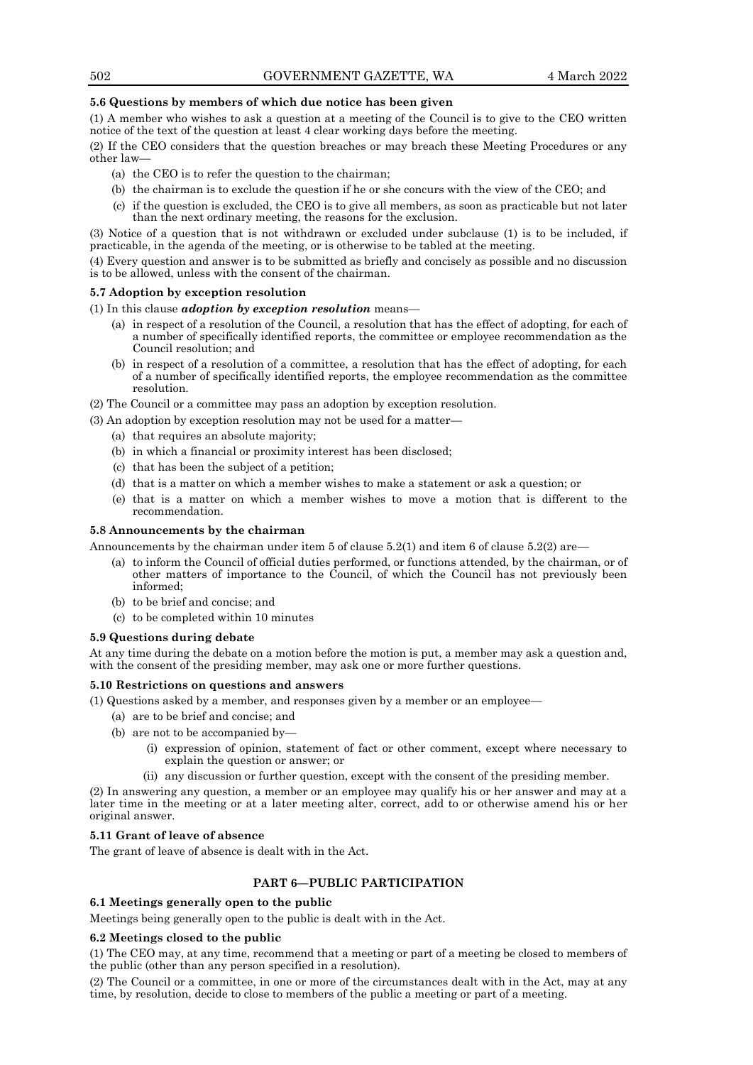#### 5.6 Questions by members of which due notice has been given

(1) A member who wishes to ask a question at a meeting of the Council is to give to the CEO written notice of the text of the question at least 4 clear working days before the meeting.

(2) If the CEO considers that the question breaches or may breach these Meeting Procedures or any other law—

- (a) the CEO is to refer the question to the chairman;
- (b) the chairman is to exclude the question if he or she concurs with the view of the CEO; and
- (c) if the question is excluded, the CEO is to give all members, as soon as practicable but not later than the next ordinary meeting, the reasons for the exclusion.

(3) Notice of a question that is not withdrawn or excluded under subclause (1) is to be included, if practicable, in the agenda of the meeting, or is otherwise to be tabled at the meeting.

(4) Every question and answer is to be submitted as briefly and concisely as possible and no discussion is to be allowed, unless with the consent of the chairman.

#### 5.7 Adoption by exception resolution

(1) In this clause ***adoption by exception resolution*** means—

- (a) in respect of a resolution of the Council, a resolution that has the effect of adopting, for each of a number of specifically identified reports, the committee or employee recommendation as the Council resolution; and
- (b) in respect of a resolution of a committee, a resolution that has the effect of adopting, for each of a number of specifically identified reports, the employee recommendation as the committee resolution.

(2) The Council or a committee may pass an adoption by exception resolution.

(3) An adoption by exception resolution may not be used for a matter—

- (a) that requires an absolute majority;
- (b) in which a financial or proximity interest has been disclosed;
- (c) that has been the subject of a petition;
- (d) that is a matter on which a member wishes to make a statement or ask a question; or
- (e) that is a matter on which a member wishes to move a motion that is different to the recommendation.

#### 5.8 Announcements by the chairman

Announcements by the chairman under item 5 of clause 5.2(1) and item 6 of clause 5.2(2) are—

- (a) to inform the Council of official duties performed, or functions attended, by the chairman, or of other matters of importance to the Council, of which the Council has not previously been informed;
- (b) to be brief and concise; and
- (c) to be completed within 10 minutes

#### 5.9 Questions during debate

At any time during the debate on a motion before the motion is put, a member may ask a question and, with the consent of the presiding member, may ask one or more further questions.

#### 5.10 Restrictions on questions and answers

(1) Questions asked by a member, and responses given by a member or an employee—

- (a) are to be brief and concise; and
- (b) are not to be accompanied by—
  - (i) expression of opinion, statement of fact or other comment, except where necessary to explain the question or answer; or
  - (ii) any discussion or further question, except with the consent of the presiding member.

(2) In answering any question, a member or an employee may qualify his or her answer and may at a later time in the meeting or at a later meeting alter, correct, add to or otherwise amend his or her original answer.

#### 5.11 Grant of leave of absence

The grant of leave of absence is dealt with in the Act.

### PART 6—PUBLIC PARTICIPATION

#### 6.1 Meetings generally open to the public

Meetings being generally open to the public is dealt with in the Act.

#### 6.2 Meetings closed to the public

(1) The CEO may, at any time, recommend that a meeting or part of a meeting be closed to members of the public (other than any person specified in a resolution).

(2) The Council or a committee, in one or more of the circumstances dealt with in the Act, may at any time, by resolution, decide to close to members of the public a meeting or part of a meeting.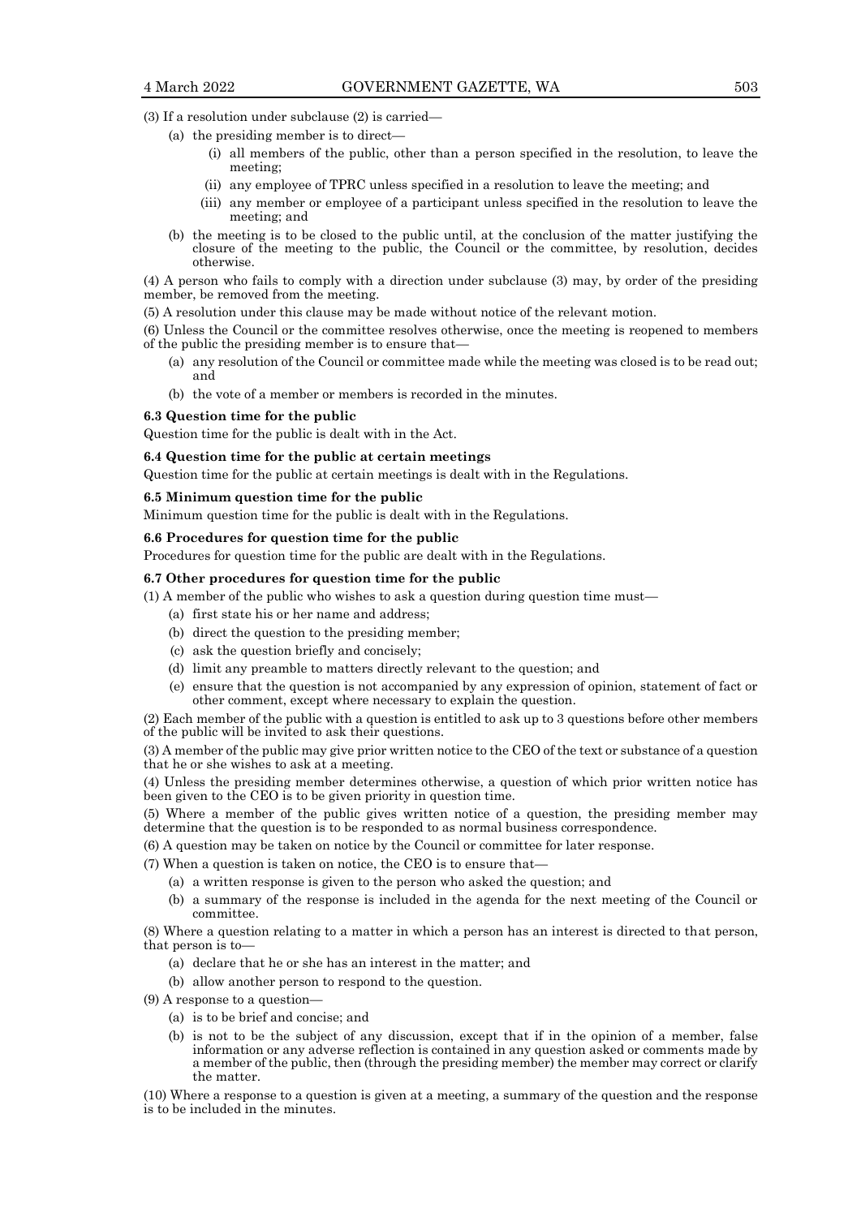(3) If a resolution under subclause (2) is carried—

- (a) the presiding member is to direct—
  - (i) all members of the public, other than a person specified in the resolution, to leave the meeting;
  - (ii) any employee of TPRC unless specified in a resolution to leave the meeting; and
  - (iii) any member or employee of a participant unless specified in the resolution to leave the meeting; and
- (b) the meeting is to be closed to the public until, at the conclusion of the matter justifying the closure of the meeting to the public, the Council or the committee, by resolution, decides otherwise.

(4) A person who fails to comply with a direction under subclause (3) may, by order of the presiding member, be removed from the meeting.

(5) A resolution under this clause may be made without notice of the relevant motion.

(6) Unless the Council or the committee resolves otherwise, once the meeting is reopened to members of the public the presiding member is to ensure that—

- (a) any resolution of the Council or committee made while the meeting was closed is to be read out; and
- (b) the vote of a member or members is recorded in the minutes.

**6.3 Question time for the public**

Question time for the public is dealt with in the Act.

**6.4 Question time for the public at certain meetings**

Question time for the public at certain meetings is dealt with in the Regulations.

**6.5 Minimum question time for the public**

Minimum question time for the public is dealt with in the Regulations.

**6.6 Procedures for question time for the public**

Procedures for question time for the public are dealt with in the Regulations.

**6.7 Other procedures for question time for the public**

(1) A member of the public who wishes to ask a question during question time must—

- (a) first state his or her name and address;
- (b) direct the question to the presiding member;
- (c) ask the question briefly and concisely;
- (d) limit any preamble to matters directly relevant to the question; and
- (e) ensure that the question is not accompanied by any expression of opinion, statement of fact or other comment, except where necessary to explain the question.

(2) Each member of the public with a question is entitled to ask up to 3 questions before other members of the public will be invited to ask their questions.

(3) A member of the public may give prior written notice to the CEO of the text or substance of a question that he or she wishes to ask at a meeting.

(4) Unless the presiding member determines otherwise, a question of which prior written notice has been given to the CEO is to be given priority in question time.

(5) Where a member of the public gives written notice of a question, the presiding member may determine that the question is to be responded to as normal business correspondence.

(6) A question may be taken on notice by the Council or committee for later response.

(7) When a question is taken on notice, the CEO is to ensure that—

- (a) a written response is given to the person who asked the question; and
- (b) a summary of the response is included in the agenda for the next meeting of the Council or committee.

(8) Where a question relating to a matter in which a person has an interest is directed to that person, that person is to—

- (a) declare that he or she has an interest in the matter; and
- (b) allow another person to respond to the question.

(9) A response to a question—

- (a) is to be brief and concise; and
- (b) is not to be the subject of any discussion, except that if in the opinion of a member, false information or any adverse reflection is contained in any question asked or comments made by a member of the public, then (through the presiding member) the member may correct or clarify the matter.

(10) Where a response to a question is given at a meeting, a summary of the question and the response is to be included in the minutes.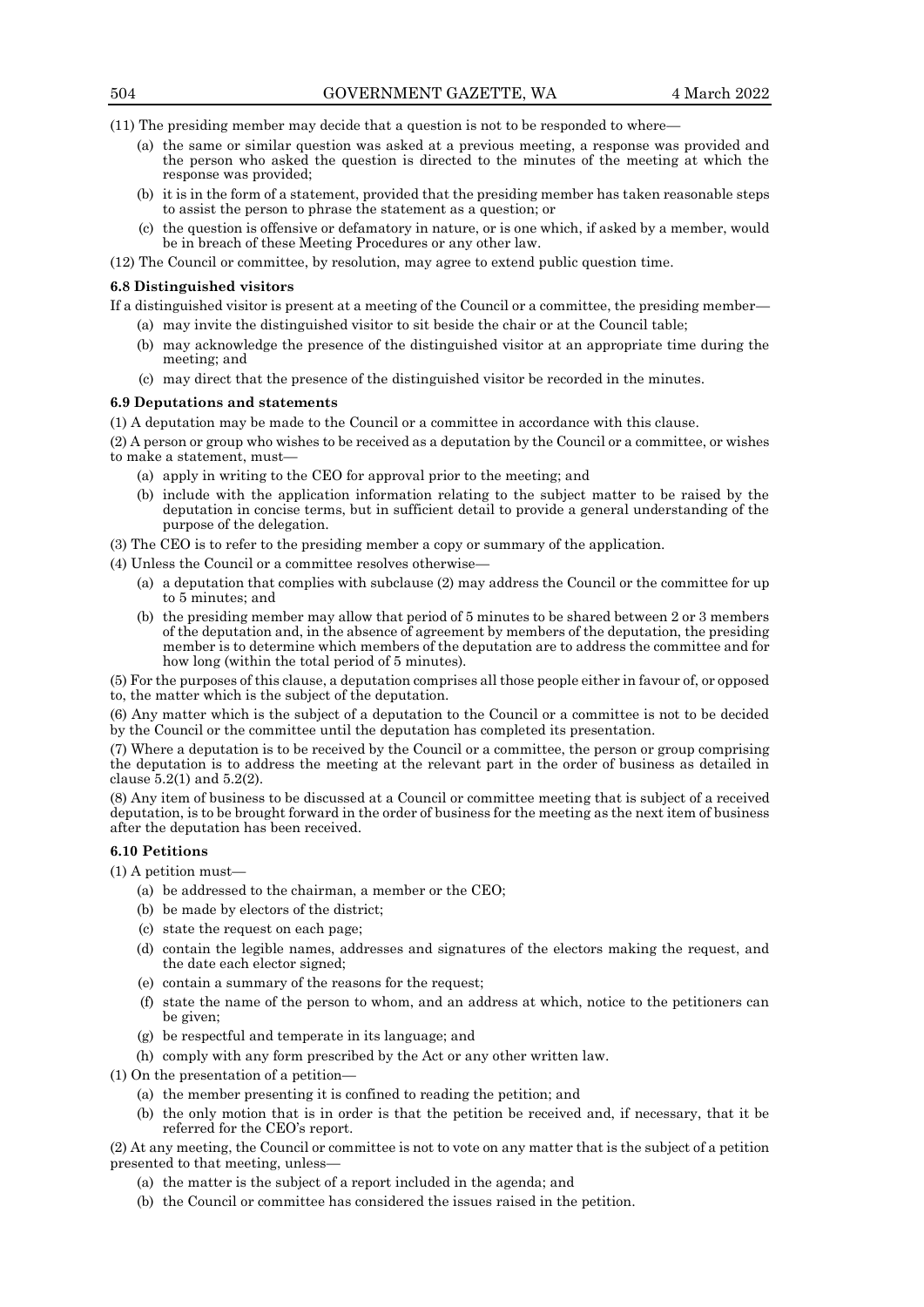(11) The presiding member may decide that a question is not to be responded to where—

(a) the same or similar question was asked at a previous meeting, a response was provided and the person who asked the question is directed to the minutes of the meeting at which the response was provided;

(b) it is in the form of a statement, provided that the presiding member has taken reasonable steps to assist the person to phrase the statement as a question; or

(c) the question is offensive or defamatory in nature, or is one which, if asked by a member, would be in breach of these Meeting Procedures or any other law.

(12) The Council or committee, by resolution, may agree to extend public question time.

**6.8 Distinguished visitors**

If a distinguished visitor is present at a meeting of the Council or a committee, the presiding member—

(a) may invite the distinguished visitor to sit beside the chair or at the Council table;

(b) may acknowledge the presence of the distinguished visitor at an appropriate time during the meeting; and

(c) may direct that the presence of the distinguished visitor be recorded in the minutes.

**6.9 Deputations and statements**

(1) A deputation may be made to the Council or a committee in accordance with this clause.

(2) A person or group who wishes to be received as a deputation by the Council or a committee, or wishes to make a statement, must—

(a) apply in writing to the CEO for approval prior to the meeting; and

(b) include with the application information relating to the subject matter to be raised by the deputation in concise terms, but in sufficient detail to provide a general understanding of the purpose of the delegation.

(3) The CEO is to refer to the presiding member a copy or summary of the application.

(4) Unless the Council or a committee resolves otherwise—

(a) a deputation that complies with subclause (2) may address the Council or the committee for up to 5 minutes; and

(b) the presiding member may allow that period of 5 minutes to be shared between 2 or 3 members of the deputation and, in the absence of agreement by members of the deputation, the presiding member is to determine which members of the deputation are to address the committee and for how long (within the total period of 5 minutes).

(5) For the purposes of this clause, a deputation comprises all those people either in favour of, or opposed to, the matter which is the subject of the deputation.

(6) Any matter which is the subject of a deputation to the Council or a committee is not to be decided by the Council or the committee until the deputation has completed its presentation.

(7) Where a deputation is to be received by the Council or a committee, the person or group comprising the deputation is to address the meeting at the relevant part in the order of business as detailed in clause 5.2(1) and 5.2(2).

(8) Any item of business to be discussed at a Council or committee meeting that is subject of a received deputation, is to be brought forward in the order of business for the meeting as the next item of business after the deputation has been received.

**6.10 Petitions**

(1) A petition must—

(a) be addressed to the chairman, a member or the CEO;

(b) be made by electors of the district;

(c) state the request on each page;

(d) contain the legible names, addresses and signatures of the electors making the request, and the date each elector signed;

(e) contain a summary of the reasons for the request;

(f) state the name of the person to whom, and an address at which, notice to the petitioners can be given;

(g) be respectful and temperate in its language; and

(h) comply with any form prescribed by the Act or any other written law.

(1) On the presentation of a petition—

(a) the member presenting it is confined to reading the petition; and

(b) the only motion that is in order is that the petition be received and, if necessary, that it be referred for the CEO's report.

(2) At any meeting, the Council or committee is not to vote on any matter that is the subject of a petition presented to that meeting, unless—

(a) the matter is the subject of a report included in the agenda; and

(b) the Council or committee has considered the issues raised in the petition.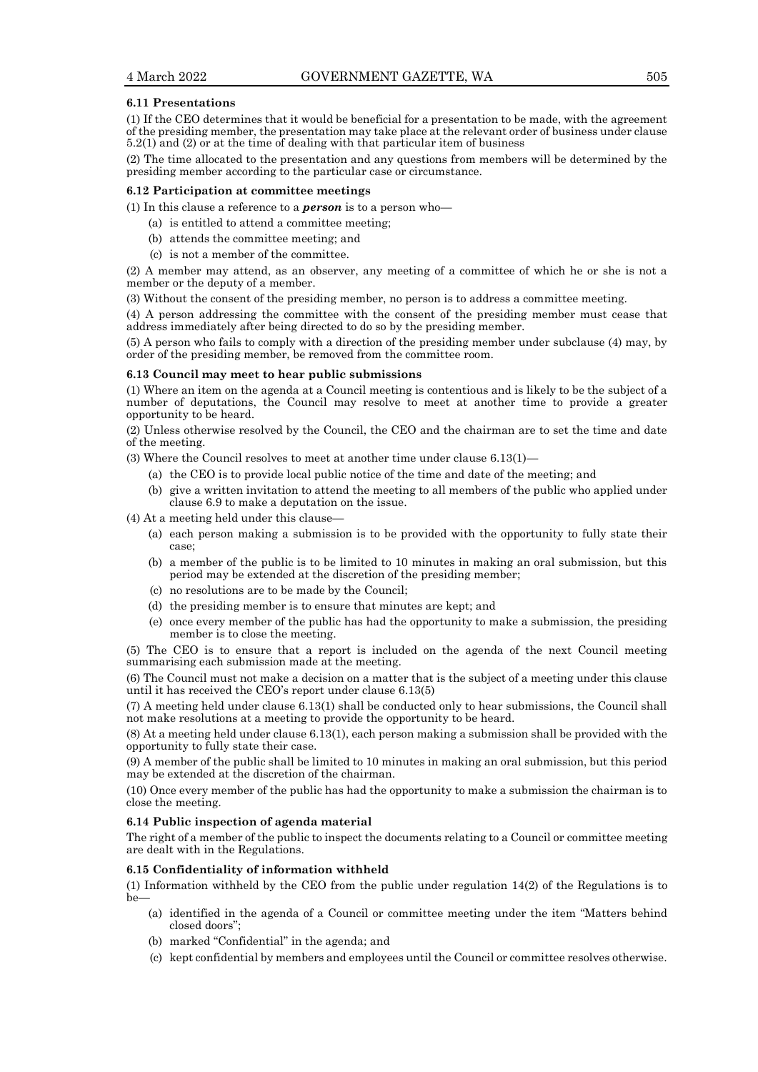**6.11 Presentations**

(1) If the CEO determines that it would be beneficial for a presentation to be made, with the agreement of the presiding member, the presentation may take place at the relevant order of business under clause 5.2(1) and (2) or at the time of dealing with that particular item of business

(2) The time allocated to the presentation and any questions from members will be determined by the presiding member according to the particular case or circumstance.

**6.12 Participation at committee meetings**

(1) In this clause a reference to a ***person*** is to a person who—

- (a) is entitled to attend a committee meeting;
- (b) attends the committee meeting; and
- (c) is not a member of the committee.

(2) A member may attend, as an observer, any meeting of a committee of which he or she is not a member or the deputy of a member.

(3) Without the consent of the presiding member, no person is to address a committee meeting.

(4) A person addressing the committee with the consent of the presiding member must cease that address immediately after being directed to do so by the presiding member.

(5) A person who fails to comply with a direction of the presiding member under subclause (4) may, by order of the presiding member, be removed from the committee room.

**6.13 Council may meet to hear public submissions**

(1) Where an item on the agenda at a Council meeting is contentious and is likely to be the subject of a number of deputations, the Council may resolve to meet at another time to provide a greater opportunity to be heard.

(2) Unless otherwise resolved by the Council, the CEO and the chairman are to set the time and date of the meeting.

(3) Where the Council resolves to meet at another time under clause 6.13(1)—

- (a) the CEO is to provide local public notice of the time and date of the meeting; and
- (b) give a written invitation to attend the meeting to all members of the public who applied under clause 6.9 to make a deputation on the issue.

(4) At a meeting held under this clause—

- (a) each person making a submission is to be provided with the opportunity to fully state their case;
- (b) a member of the public is to be limited to 10 minutes in making an oral submission, but this period may be extended at the discretion of the presiding member;
- (c) no resolutions are to be made by the Council;
- (d) the presiding member is to ensure that minutes are kept; and
- (e) once every member of the public has had the opportunity to make a submission, the presiding member is to close the meeting.

(5) The CEO is to ensure that a report is included on the agenda of the next Council meeting summarising each submission made at the meeting.

(6) The Council must not make a decision on a matter that is the subject of a meeting under this clause until it has received the CEO's report under clause 6.13(5)

(7) A meeting held under clause 6.13(1) shall be conducted only to hear submissions, the Council shall not make resolutions at a meeting to provide the opportunity to be heard.

(8) At a meeting held under clause 6.13(1), each person making a submission shall be provided with the opportunity to fully state their case.

(9) A member of the public shall be limited to 10 minutes in making an oral submission, but this period may be extended at the discretion of the chairman.

(10) Once every member of the public has had the opportunity to make a submission the chairman is to close the meeting.

**6.14 Public inspection of agenda material**

The right of a member of the public to inspect the documents relating to a Council or committee meeting are dealt with in the Regulations.

**6.15 Confidentiality of information withheld**

(1) Information withheld by the CEO from the public under regulation 14(2) of the Regulations is to be—

- (a) identified in the agenda of a Council or committee meeting under the item "Matters behind closed doors";
- (b) marked "Confidential" in the agenda; and
- (c) kept confidential by members and employees until the Council or committee resolves otherwise.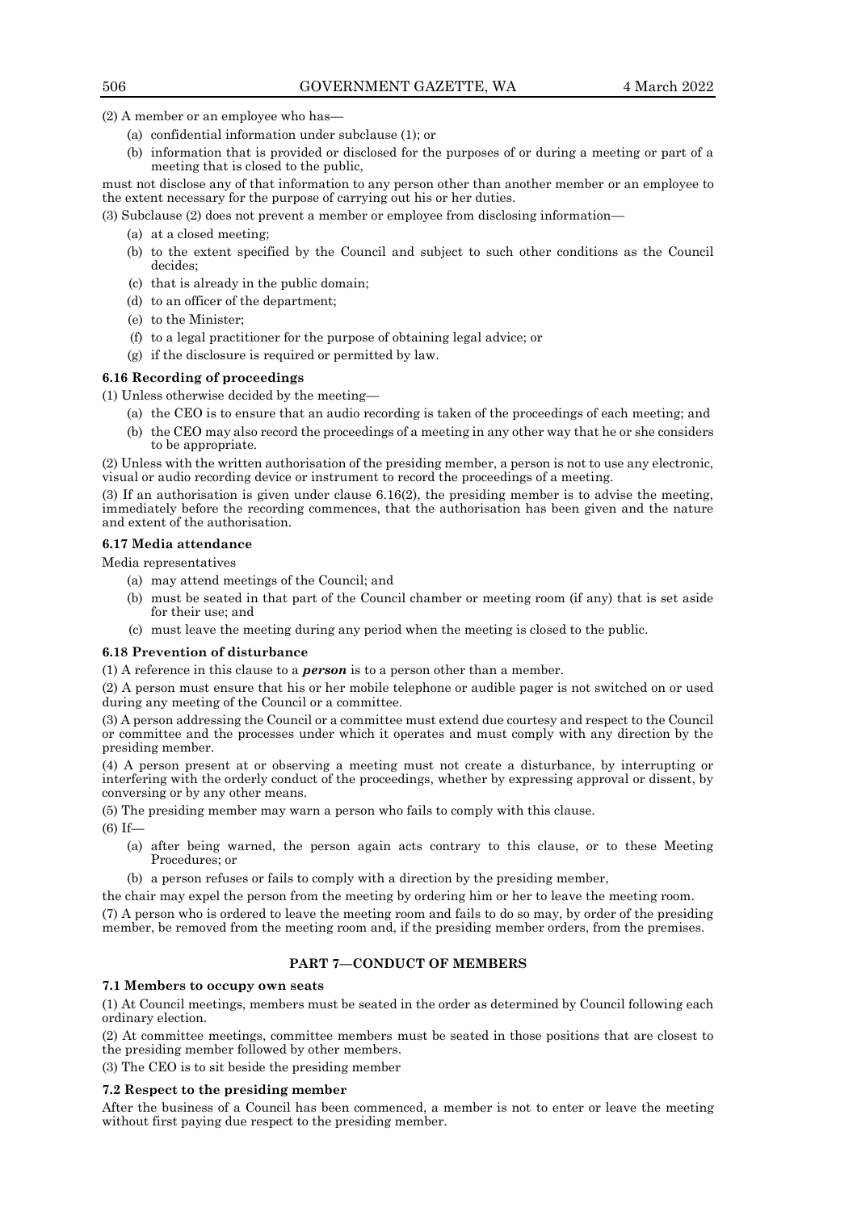(2) A member or an employee who has—

(a) confidential information under subclause (1); or

(b) information that is provided or disclosed for the purposes of or during a meeting or part of a meeting that is closed to the public,

must not disclose any of that information to any person other than another member or an employee to the extent necessary for the purpose of carrying out his or her duties.

(3) Subclause (2) does not prevent a member or employee from disclosing information—

(a) at a closed meeting;

(b) to the extent specified by the Council and subject to such other conditions as the Council decides;

(c) that is already in the public domain;

(d) to an officer of the department;

(e) to the Minister;

(f) to a legal practitioner for the purpose of obtaining legal advice; or

(g) if the disclosure is required or permitted by law.

**6.16 Recording of proceedings**

(1) Unless otherwise decided by the meeting—

(a) the CEO is to ensure that an audio recording is taken of the proceedings of each meeting; and

(b) the CEO may also record the proceedings of a meeting in any other way that he or she considers to be appropriate.

(2) Unless with the written authorisation of the presiding member, a person is not to use any electronic, visual or audio recording device or instrument to record the proceedings of a meeting.

(3) If an authorisation is given under clause 6.16(2), the presiding member is to advise the meeting, immediately before the recording commences, that the authorisation has been given and the nature and extent of the authorisation.

**6.17 Media attendance**

Media representatives

(a) may attend meetings of the Council; and

(b) must be seated in that part of the Council chamber or meeting room (if any) that is set aside for their use; and

(c) must leave the meeting during any period when the meeting is closed to the public.

**6.18 Prevention of disturbance**

(1) A reference in this clause to a ***person*** is to a person other than a member.

(2) A person must ensure that his or her mobile telephone or audible pager is not switched on or used during any meeting of the Council or a committee.

(3) A person addressing the Council or a committee must extend due courtesy and respect to the Council or committee and the processes under which it operates and must comply with any direction by the presiding member.

(4) A person present at or observing a meeting must not create a disturbance, by interrupting or interfering with the orderly conduct of the proceedings, whether by expressing approval or dissent, by conversing or by any other means.

(5) The presiding member may warn a person who fails to comply with this clause.

(6) If—

(a) after being warned, the person again acts contrary to this clause, or to these Meeting Procedures; or

(b) a person refuses or fails to comply with a direction by the presiding member,

the chair may expel the person from the meeting by ordering him or her to leave the meeting room.

(7) A person who is ordered to leave the meeting room and fails to do so may, by order of the presiding member, be removed from the meeting room and, if the presiding member orders, from the premises.

## PART 7—CONDUCT OF MEMBERS

**7.1 Members to occupy own seats**

(1) At Council meetings, members must be seated in the order as determined by Council following each ordinary election.

(2) At committee meetings, committee members must be seated in those positions that are closest to the presiding member followed by other members.

(3) The CEO is to sit beside the presiding member

**7.2 Respect to the presiding member**

After the business of a Council has been commenced, a member is not to enter or leave the meeting without first paying due respect to the presiding member.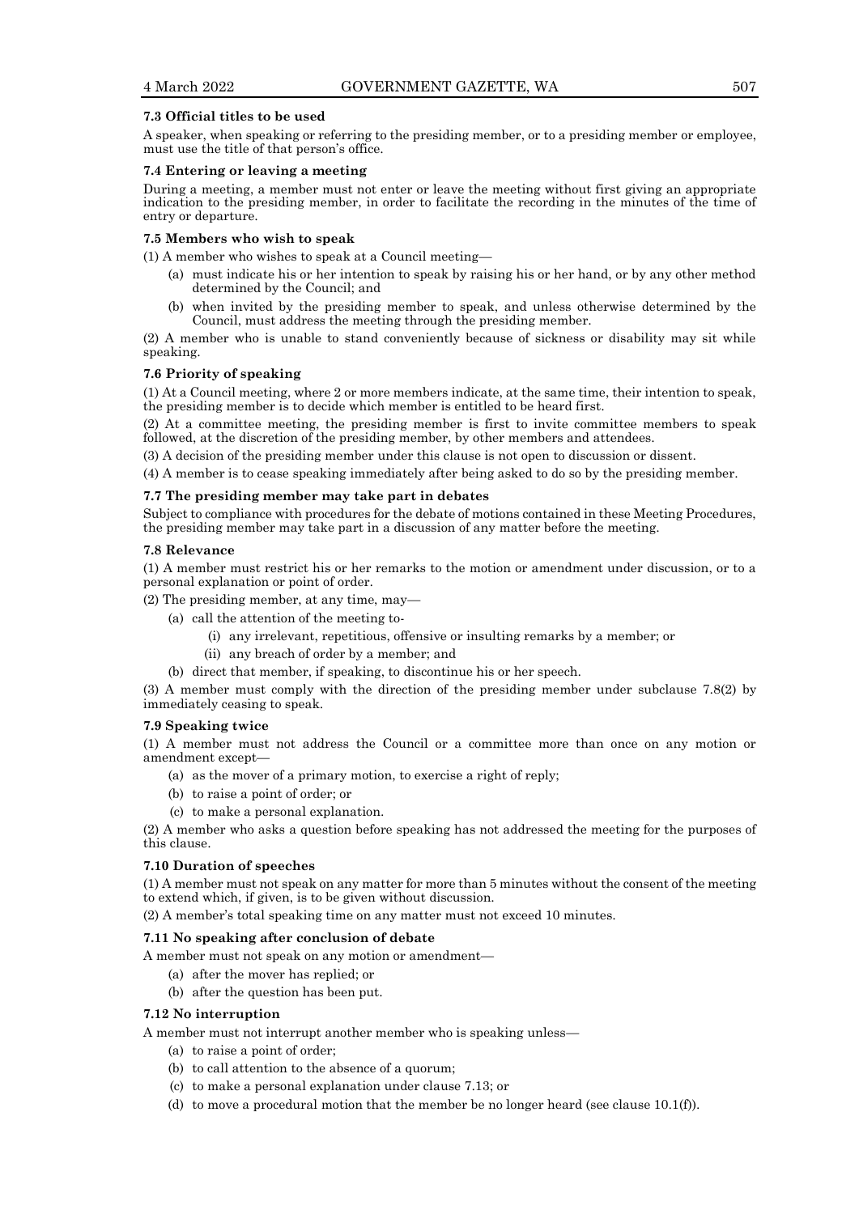### 7.3 Official titles to be used

A speaker, when speaking or referring to the presiding member, or to a presiding member or employee, must use the title of that person's office.

### 7.4 Entering or leaving a meeting

During a meeting, a member must not enter or leave the meeting without first giving an appropriate indication to the presiding member, in order to facilitate the recording in the minutes of the time of entry or departure.

### 7.5 Members who wish to speak

(1) A member who wishes to speak at a Council meeting—

- (a) must indicate his or her intention to speak by raising his or her hand, or by any other method determined by the Council; and
- (b) when invited by the presiding member to speak, and unless otherwise determined by the Council, must address the meeting through the presiding member.

(2) A member who is unable to stand conveniently because of sickness or disability may sit while speaking.

### 7.6 Priority of speaking

(1) At a Council meeting, where 2 or more members indicate, at the same time, their intention to speak, the presiding member is to decide which member is entitled to be heard first.

(2) At a committee meeting, the presiding member is first to invite committee members to speak followed, at the discretion of the presiding member, by other members and attendees.

(3) A decision of the presiding member under this clause is not open to discussion or dissent.

(4) A member is to cease speaking immediately after being asked to do so by the presiding member.

### 7.7 The presiding member may take part in debates

Subject to compliance with procedures for the debate of motions contained in these Meeting Procedures, the presiding member may take part in a discussion of any matter before the meeting.

### 7.8 Relevance

(1) A member must restrict his or her remarks to the motion or amendment under discussion, or to a personal explanation or point of order.

(2) The presiding member, at any time, may—

- (a) call the attention of the meeting to-
  - (i) any irrelevant, repetitious, offensive or insulting remarks by a member; or
  - (ii) any breach of order by a member; and
- (b) direct that member, if speaking, to discontinue his or her speech.

(3) A member must comply with the direction of the presiding member under subclause 7.8(2) by immediately ceasing to speak.

### 7.9 Speaking twice

(1) A member must not address the Council or a committee more than once on any motion or amendment except—

- (a) as the mover of a primary motion, to exercise a right of reply;
- (b) to raise a point of order; or
- (c) to make a personal explanation.

(2) A member who asks a question before speaking has not addressed the meeting for the purposes of this clause.

### 7.10 Duration of speeches

(1) A member must not speak on any matter for more than 5 minutes without the consent of the meeting to extend which, if given, is to be given without discussion.

(2) A member's total speaking time on any matter must not exceed 10 minutes.

### 7.11 No speaking after conclusion of debate

A member must not speak on any motion or amendment—

- (a) after the mover has replied; or
- (b) after the question has been put.

### 7.12 No interruption

A member must not interrupt another member who is speaking unless—

- (a) to raise a point of order;
- (b) to call attention to the absence of a quorum;
- (c) to make a personal explanation under clause 7.13; or
- (d) to move a procedural motion that the member be no longer heard (see clause 10.1(f)).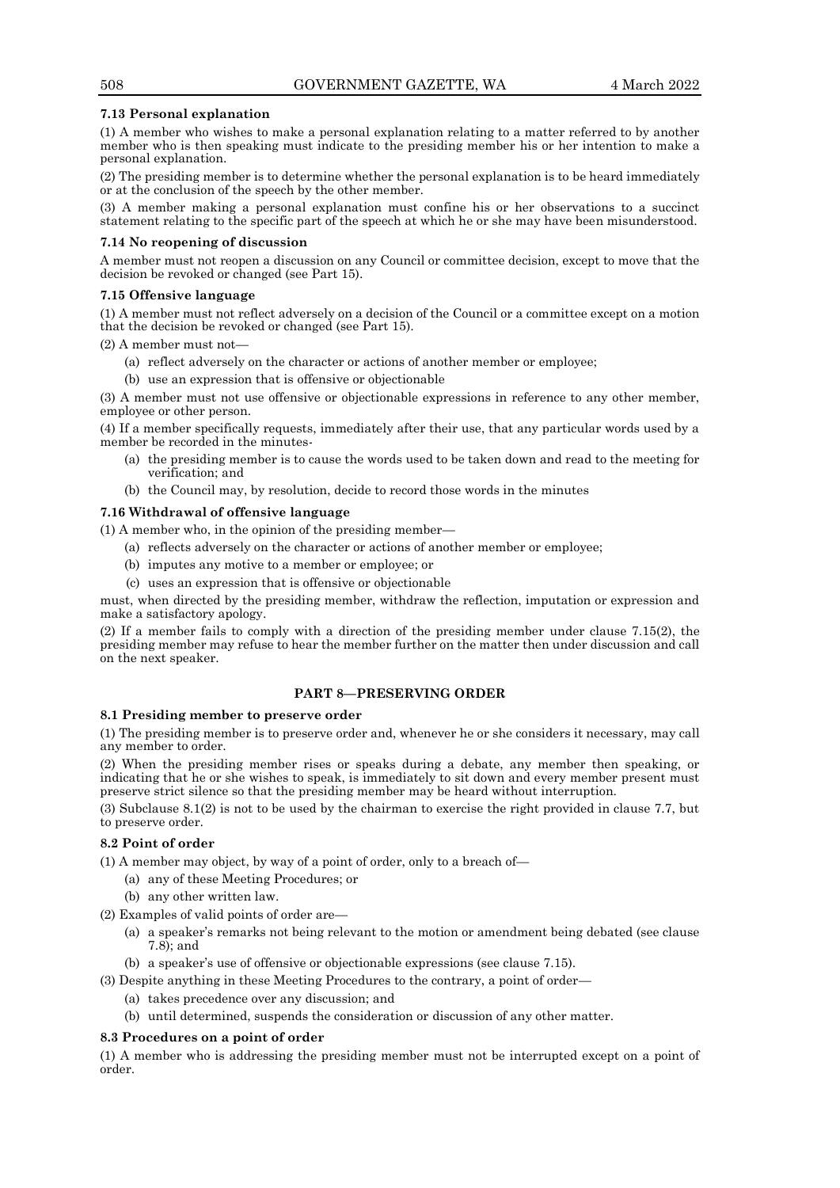#### 7.13 Personal explanation

(1) A member who wishes to make a personal explanation relating to a matter referred to by another member who is then speaking must indicate to the presiding member his or her intention to make a personal explanation.

(2) The presiding member is to determine whether the personal explanation is to be heard immediately or at the conclusion of the speech by the other member.

(3) A member making a personal explanation must confine his or her observations to a succinct statement relating to the specific part of the speech at which he or she may have been misunderstood.

#### 7.14 No reopening of discussion

A member must not reopen a discussion on any Council or committee decision, except to move that the decision be revoked or changed (see Part 15).

#### 7.15 Offensive language

(1) A member must not reflect adversely on a decision of the Council or a committee except on a motion that the decision be revoked or changed (see Part 15).

(2) A member must not—

- (a) reflect adversely on the character or actions of another member or employee;
- (b) use an expression that is offensive or objectionable

(3) A member must not use offensive or objectionable expressions in reference to any other member, employee or other person.

(4) If a member specifically requests, immediately after their use, that any particular words used by a member be recorded in the minutes-

- (a) the presiding member is to cause the words used to be taken down and read to the meeting for verification; and
- (b) the Council may, by resolution, decide to record those words in the minutes

#### 7.16 Withdrawal of offensive language

(1) A member who, in the opinion of the presiding member—

- (a) reflects adversely on the character or actions of another member or employee;
- (b) imputes any motive to a member or employee; or
- (c) uses an expression that is offensive or objectionable

must, when directed by the presiding member, withdraw the reflection, imputation or expression and make a satisfactory apology.

(2) If a member fails to comply with a direction of the presiding member under clause 7.15(2), the presiding member may refuse to hear the member further on the matter then under discussion and call on the next speaker.

### PART 8—PRESERVING ORDER

#### 8.1 Presiding member to preserve order

(1) The presiding member is to preserve order and, whenever he or she considers it necessary, may call any member to order.

(2) When the presiding member rises or speaks during a debate, any member then speaking, or indicating that he or she wishes to speak, is immediately to sit down and every member present must preserve strict silence so that the presiding member may be heard without interruption.

(3) Subclause 8.1(2) is not to be used by the chairman to exercise the right provided in clause 7.7, but to preserve order.

#### 8.2 Point of order

(1) A member may object, by way of a point of order, only to a breach of—

- (a) any of these Meeting Procedures; or
- (b) any other written law.

(2) Examples of valid points of order are—

- (a) a speaker's remarks not being relevant to the motion or amendment being debated (see clause 7.8); and
- (b) a speaker's use of offensive or objectionable expressions (see clause 7.15).

(3) Despite anything in these Meeting Procedures to the contrary, a point of order—

- (a) takes precedence over any discussion; and
- (b) until determined, suspends the consideration or discussion of any other matter.

#### 8.3 Procedures on a point of order

(1) A member who is addressing the presiding member must not be interrupted except on a point of order.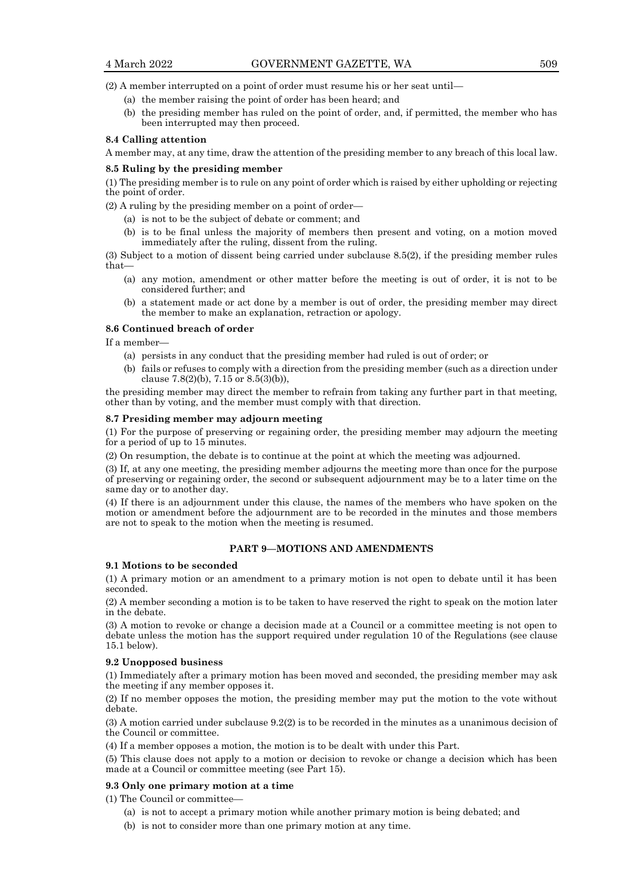(2) A member interrupted on a point of order must resume his or her seat until—

(a) the member raising the point of order has been heard; and

(b) the presiding member has ruled on the point of order, and, if permitted, the member who has been interrupted may then proceed.

**8.4 Calling attention**

A member may, at any time, draw the attention of the presiding member to any breach of this local law.

**8.5 Ruling by the presiding member**

(1) The presiding member is to rule on any point of order which is raised by either upholding or rejecting the point of order.

(2) A ruling by the presiding member on a point of order—

(a) is not to be the subject of debate or comment; and

(b) is to be final unless the majority of members then present and voting, on a motion moved immediately after the ruling, dissent from the ruling.

(3) Subject to a motion of dissent being carried under subclause 8.5(2), if the presiding member rules that—

(a) any motion, amendment or other matter before the meeting is out of order, it is not to be considered further; and

(b) a statement made or act done by a member is out of order, the presiding member may direct the member to make an explanation, retraction or apology.

**8.6 Continued breach of order**

If a member—

(a) persists in any conduct that the presiding member had ruled is out of order; or

(b) fails or refuses to comply with a direction from the presiding member (such as a direction under clause 7.8(2)(b), 7.15 or 8.5(3)(b)),

the presiding member may direct the member to refrain from taking any further part in that meeting, other than by voting, and the member must comply with that direction.

**8.7 Presiding member may adjourn meeting**

(1) For the purpose of preserving or regaining order, the presiding member may adjourn the meeting for a period of up to 15 minutes.

(2) On resumption, the debate is to continue at the point at which the meeting was adjourned.

(3) If, at any one meeting, the presiding member adjourns the meeting more than once for the purpose of preserving or regaining order, the second or subsequent adjournment may be to a later time on the same day or to another day.

(4) If there is an adjournment under this clause, the names of the members who have spoken on the motion or amendment before the adjournment are to be recorded in the minutes and those members are not to speak to the motion when the meeting is resumed.

## PART 9—MOTIONS AND AMENDMENTS

**9.1 Motions to be seconded**

(1) A primary motion or an amendment to a primary motion is not open to debate until it has been seconded.

(2) A member seconding a motion is to be taken to have reserved the right to speak on the motion later in the debate.

(3) A motion to revoke or change a decision made at a Council or a committee meeting is not open to debate unless the motion has the support required under regulation 10 of the Regulations (see clause 15.1 below).

**9.2 Unopposed business**

(1) Immediately after a primary motion has been moved and seconded, the presiding member may ask the meeting if any member opposes it.

(2) If no member opposes the motion, the presiding member may put the motion to the vote without debate.

(3) A motion carried under subclause 9.2(2) is to be recorded in the minutes as a unanimous decision of the Council or committee.

(4) If a member opposes a motion, the motion is to be dealt with under this Part.

(5) This clause does not apply to a motion or decision to revoke or change a decision which has been made at a Council or committee meeting (see Part 15).

**9.3 Only one primary motion at a time**

(1) The Council or committee—

(a) is not to accept a primary motion while another primary motion is being debated; and

(b) is not to consider more than one primary motion at any time.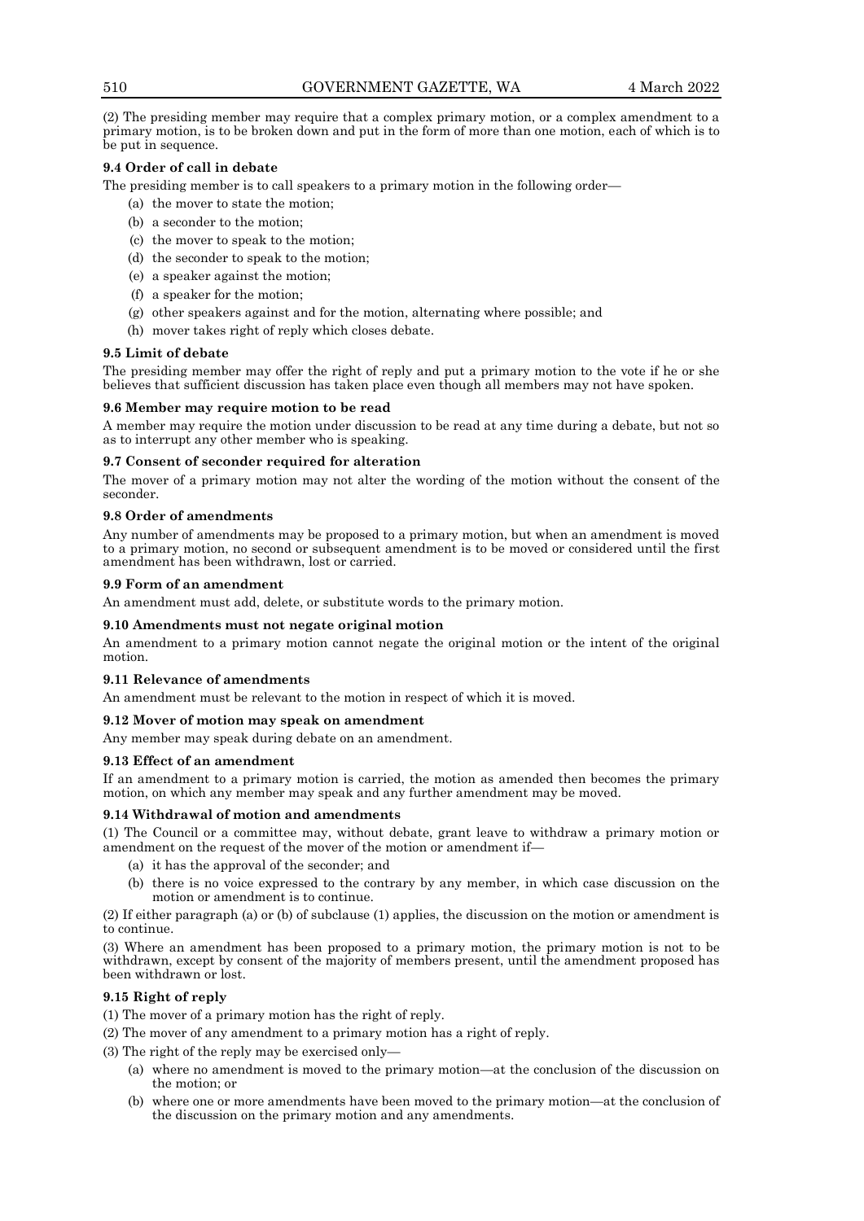(2) The presiding member may require that a complex primary motion, or a complex amendment to a primary motion, is to be broken down and put in the form of more than one motion, each of which is to be put in sequence.

**9.4 Order of call in debate**

The presiding member is to call speakers to a primary motion in the following order—

(a) the mover to state the motion;

(b) a seconder to the motion;

(c) the mover to speak to the motion;

(d) the seconder to speak to the motion;

(e) a speaker against the motion;

(f) a speaker for the motion;

(g) other speakers against and for the motion, alternating where possible; and

(h) mover takes right of reply which closes debate.

**9.5 Limit of debate**

The presiding member may offer the right of reply and put a primary motion to the vote if he or she believes that sufficient discussion has taken place even though all members may not have spoken.

**9.6 Member may require motion to be read**

A member may require the motion under discussion to be read at any time during a debate, but not so as to interrupt any other member who is speaking.

**9.7 Consent of seconder required for alteration**

The mover of a primary motion may not alter the wording of the motion without the consent of the seconder.

**9.8 Order of amendments**

Any number of amendments may be proposed to a primary motion, but when an amendment is moved to a primary motion, no second or subsequent amendment is to be moved or considered until the first amendment has been withdrawn, lost or carried.

**9.9 Form of an amendment**

An amendment must add, delete, or substitute words to the primary motion.

**9.10 Amendments must not negate original motion**

An amendment to a primary motion cannot negate the original motion or the intent of the original motion.

**9.11 Relevance of amendments**

An amendment must be relevant to the motion in respect of which it is moved.

**9.12 Mover of motion may speak on amendment**

Any member may speak during debate on an amendment.

**9.13 Effect of an amendment**

If an amendment to a primary motion is carried, the motion as amended then becomes the primary motion, on which any member may speak and any further amendment may be moved.

**9.14 Withdrawal of motion and amendments**

(1) The Council or a committee may, without debate, grant leave to withdraw a primary motion or amendment on the request of the mover of the motion or amendment if—

(a) it has the approval of the seconder; and

(b) there is no voice expressed to the contrary by any member, in which case discussion on the motion or amendment is to continue.

(2) If either paragraph (a) or (b) of subclause (1) applies, the discussion on the motion or amendment is to continue.

(3) Where an amendment has been proposed to a primary motion, the primary motion is not to be withdrawn, except by consent of the majority of members present, until the amendment proposed has been withdrawn or lost.

**9.15 Right of reply**

(1) The mover of a primary motion has the right of reply.

(2) The mover of any amendment to a primary motion has a right of reply.

(3) The right of the reply may be exercised only—

(a) where no amendment is moved to the primary motion—at the conclusion of the discussion on the motion; or

(b) where one or more amendments have been moved to the primary motion—at the conclusion of the discussion on the primary motion and any amendments.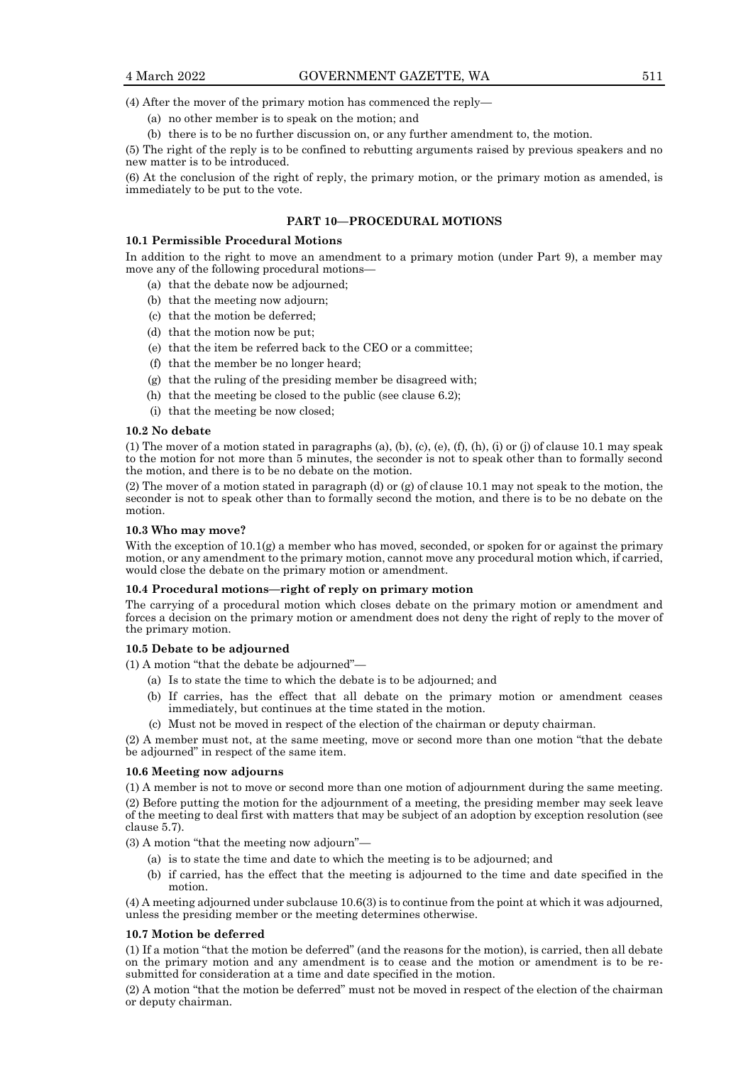(4) After the mover of the primary motion has commenced the reply—

(a) no other member is to speak on the motion; and

(b) there is to be no further discussion on, or any further amendment to, the motion.

(5) The right of the reply is to be confined to rebutting arguments raised by previous speakers and no new matter is to be introduced.

(6) At the conclusion of the right of reply, the primary motion, or the primary motion as amended, is immediately to be put to the vote.

## PART 10—PROCEDURAL MOTIONS

### 10.1 Permissible Procedural Motions

In addition to the right to move an amendment to a primary motion (under Part 9), a member may move any of the following procedural motions—

(a) that the debate now be adjourned;

(b) that the meeting now adjourn;

(c) that the motion be deferred;

(d) that the motion now be put;

(e) that the item be referred back to the CEO or a committee;

(f) that the member be no longer heard;

(g) that the ruling of the presiding member be disagreed with;

(h) that the meeting be closed to the public (see clause 6.2);

(i) that the meeting be now closed;

### 10.2 No debate

(1) The mover of a motion stated in paragraphs (a), (b), (c), (e), (f), (h), (i) or (j) of clause 10.1 may speak to the motion for not more than 5 minutes, the seconder is not to speak other than to formally second the motion, and there is to be no debate on the motion.

(2) The mover of a motion stated in paragraph (d) or (g) of clause 10.1 may not speak to the motion, the seconder is not to speak other than to formally second the motion, and there is to be no debate on the motion.

### 10.3 Who may move?

With the exception of 10.1(g) a member who has moved, seconded, or spoken for or against the primary motion, or any amendment to the primary motion, cannot move any procedural motion which, if carried, would close the debate on the primary motion or amendment.

### 10.4 Procedural motions—right of reply on primary motion

The carrying of a procedural motion which closes debate on the primary motion or amendment and forces a decision on the primary motion or amendment does not deny the right of reply to the mover of the primary motion.

### 10.5 Debate to be adjourned

(1) A motion "that the debate be adjourned"—

(a) Is to state the time to which the debate is to be adjourned; and

(b) If carries, has the effect that all debate on the primary motion or amendment ceases immediately, but continues at the time stated in the motion.

(c) Must not be moved in respect of the election of the chairman or deputy chairman.

(2) A member must not, at the same meeting, move or second more than one motion "that the debate be adjourned" in respect of the same item.

### 10.6 Meeting now adjourns

(1) A member is not to move or second more than one motion of adjournment during the same meeting.

(2) Before putting the motion for the adjournment of a meeting, the presiding member may seek leave of the meeting to deal first with matters that may be subject of an adoption by exception resolution (see clause 5.7).

(3) A motion "that the meeting now adjourn"—

(a) is to state the time and date to which the meeting is to be adjourned; and

(b) if carried, has the effect that the meeting is adjourned to the time and date specified in the motion.

(4) A meeting adjourned under subclause 10.6(3) is to continue from the point at which it was adjourned, unless the presiding member or the meeting determines otherwise.

### 10.7 Motion be deferred

(1) If a motion "that the motion be deferred" (and the reasons for the motion), is carried, then all debate on the primary motion and any amendment is to cease and the motion or amendment is to be re-submitted for consideration at a time and date specified in the motion.

(2) A motion "that the motion be deferred" must not be moved in respect of the election of the chairman or deputy chairman.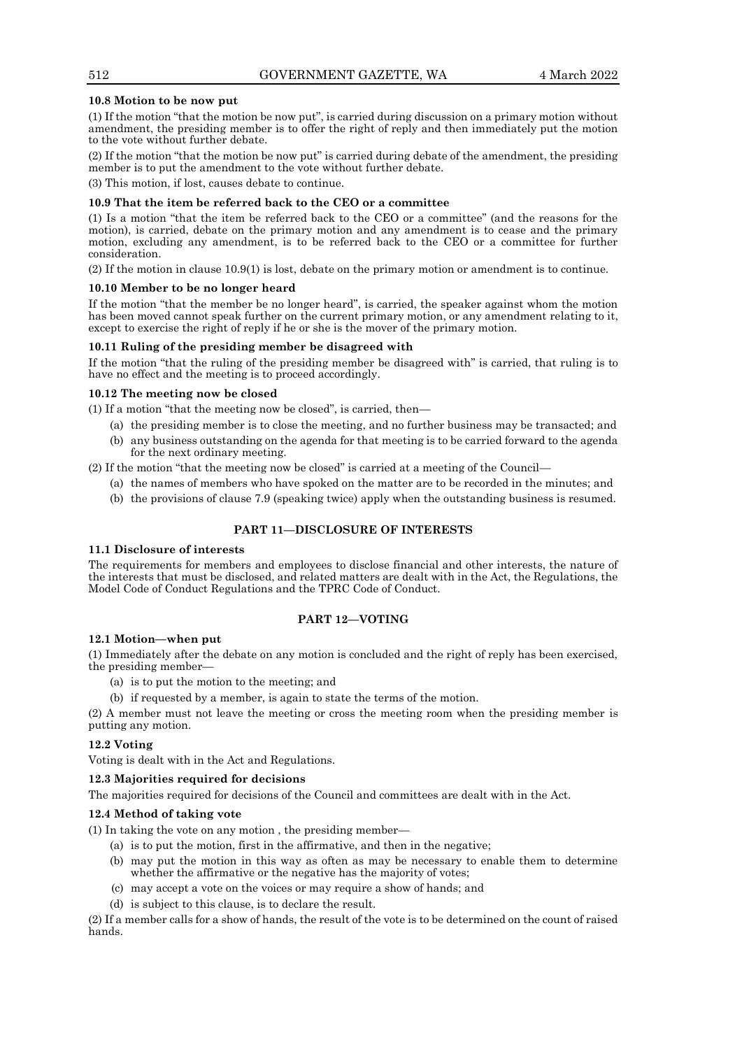#### 10.8 Motion to be now put

(1) If the motion "that the motion be now put", is carried during discussion on a primary motion without amendment, the presiding member is to offer the right of reply and then immediately put the motion to the vote without further debate.

(2) If the motion "that the motion be now put" is carried during debate of the amendment, the presiding member is to put the amendment to the vote without further debate.

(3) This motion, if lost, causes debate to continue.

#### 10.9 That the item be referred back to the CEO or a committee

(1) Is a motion "that the item be referred back to the CEO or a committee" (and the reasons for the motion), is carried, debate on the primary motion and any amendment is to cease and the primary motion, excluding any amendment, is to be referred back to the CEO or a committee for further consideration.

(2) If the motion in clause 10.9(1) is lost, debate on the primary motion or amendment is to continue.

#### 10.10 Member to be no longer heard

If the motion "that the member be no longer heard", is carried, the speaker against whom the motion has been moved cannot speak further on the current primary motion, or any amendment relating to it, except to exercise the right of reply if he or she is the mover of the primary motion.

#### 10.11 Ruling of the presiding member be disagreed with

If the motion "that the ruling of the presiding member be disagreed with" is carried, that ruling is to have no effect and the meeting is to proceed accordingly.

#### 10.12 The meeting now be closed

(1) If a motion "that the meeting now be closed", is carried, then—

- (a) the presiding member is to close the meeting, and no further business may be transacted; and
- (b) any business outstanding on the agenda for that meeting is to be carried forward to the agenda for the next ordinary meeting.

(2) If the motion "that the meeting now be closed" is carried at a meeting of the Council—

- (a) the names of members who have spoked on the matter are to be recorded in the minutes; and
- (b) the provisions of clause 7.9 (speaking twice) apply when the outstanding business is resumed.

## PART 11—DISCLOSURE OF INTERESTS

#### 11.1 Disclosure of interests

The requirements for members and employees to disclose financial and other interests, the nature of the interests that must be disclosed, and related matters are dealt with in the Act, the Regulations, the Model Code of Conduct Regulations and the TPRC Code of Conduct.

## PART 12—VOTING

#### 12.1 Motion—when put

(1) Immediately after the debate on any motion is concluded and the right of reply has been exercised, the presiding member—

- (a) is to put the motion to the meeting; and
- (b) if requested by a member, is again to state the terms of the motion.

(2) A member must not leave the meeting or cross the meeting room when the presiding member is putting any motion.

#### 12.2 Voting

Voting is dealt with in the Act and Regulations.

#### 12.3 Majorities required for decisions

The majorities required for decisions of the Council and committees are dealt with in the Act.

#### 12.4 Method of taking vote

(1) In taking the vote on any motion , the presiding member—

- (a) is to put the motion, first in the affirmative, and then in the negative;
- (b) may put the motion in this way as often as may be necessary to enable them to determine whether the affirmative or the negative has the majority of votes;
- (c) may accept a vote on the voices or may require a show of hands; and
- (d) is subject to this clause, is to declare the result.

(2) If a member calls for a show of hands, the result of the vote is to be determined on the count of raised hands.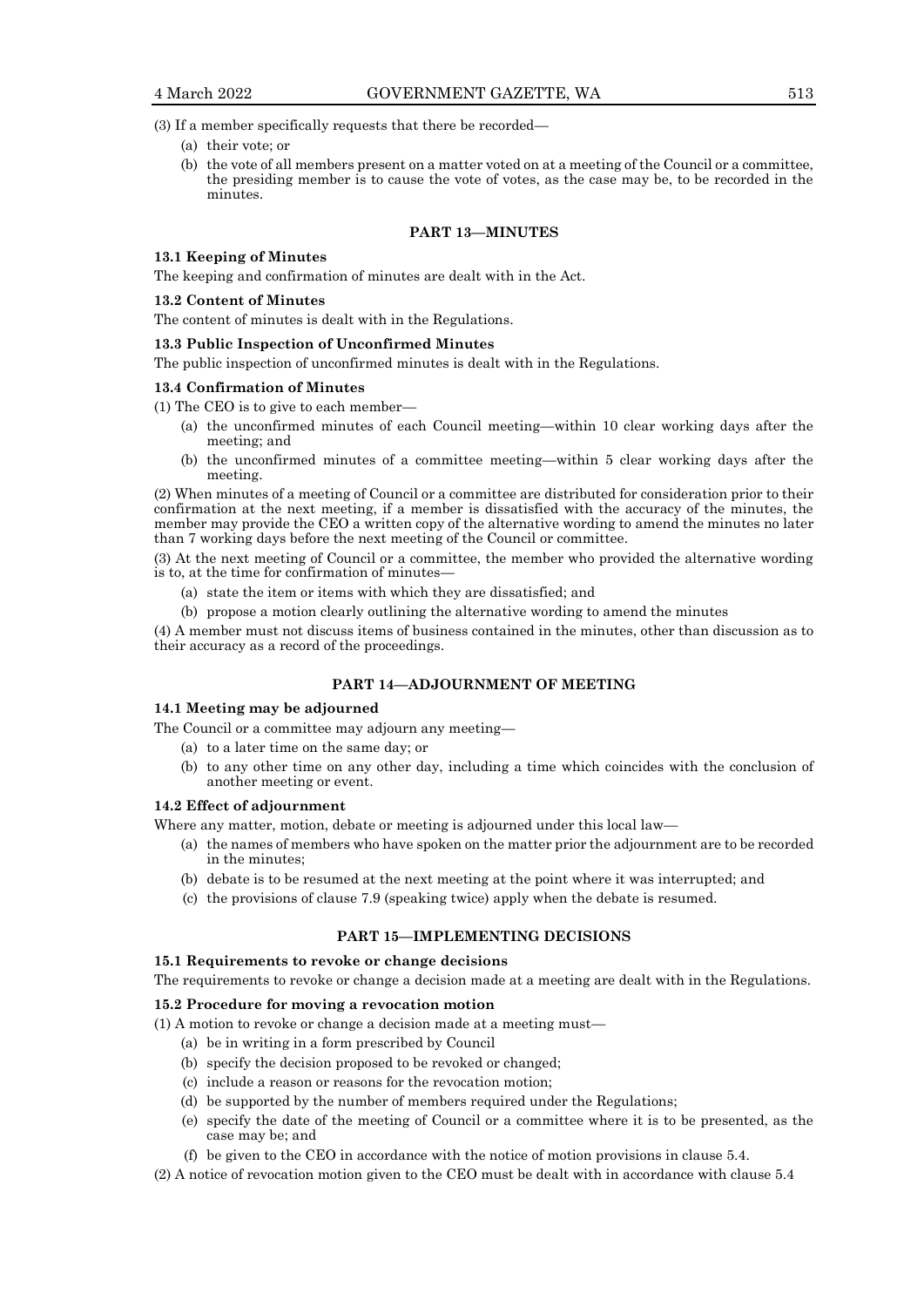(3) If a member specifically requests that there be recorded—

(a) their vote; or

(b) the vote of all members present on a matter voted on at a meeting of the Council or a committee, the presiding member is to cause the vote of votes, as the case may be, to be recorded in the minutes.

## PART 13—MINUTES

### 13.1 Keeping of Minutes

The keeping and confirmation of minutes are dealt with in the Act.

### 13.2 Content of Minutes

The content of minutes is dealt with in the Regulations.

### 13.3 Public Inspection of Unconfirmed Minutes

The public inspection of unconfirmed minutes is dealt with in the Regulations.

### 13.4 Confirmation of Minutes

(1) The CEO is to give to each member—

(a) the unconfirmed minutes of each Council meeting—within 10 clear working days after the meeting; and

(b) the unconfirmed minutes of a committee meeting—within 5 clear working days after the meeting.

(2) When minutes of a meeting of Council or a committee are distributed for consideration prior to their confirmation at the next meeting, if a member is dissatisfied with the accuracy of the minutes, the member may provide the CEO a written copy of the alternative wording to amend the minutes no later than 7 working days before the next meeting of the Council or committee.

(3) At the next meeting of Council or a committee, the member who provided the alternative wording is to, at the time for confirmation of minutes—

(a) state the item or items with which they are dissatisfied; and

(b) propose a motion clearly outlining the alternative wording to amend the minutes

(4) A member must not discuss items of business contained in the minutes, other than discussion as to their accuracy as a record of the proceedings.

## PART 14—ADJOURNMENT OF MEETING

### 14.1 Meeting may be adjourned

The Council or a committee may adjourn any meeting—

(a) to a later time on the same day; or

(b) to any other time on any other day, including a time which coincides with the conclusion of another meeting or event.

### 14.2 Effect of adjournment

Where any matter, motion, debate or meeting is adjourned under this local law—

(a) the names of members who have spoken on the matter prior the adjournment are to be recorded in the minutes;

(b) debate is to be resumed at the next meeting at the point where it was interrupted; and

(c) the provisions of clause 7.9 (speaking twice) apply when the debate is resumed.

## PART 15—IMPLEMENTING DECISIONS

### 15.1 Requirements to revoke or change decisions

The requirements to revoke or change a decision made at a meeting are dealt with in the Regulations.

### 15.2 Procedure for moving a revocation motion

(1) A motion to revoke or change a decision made at a meeting must—

(a) be in writing in a form prescribed by Council

(b) specify the decision proposed to be revoked or changed;

(c) include a reason or reasons for the revocation motion;

(d) be supported by the number of members required under the Regulations;

(e) specify the date of the meeting of Council or a committee where it is to be presented, as the case may be; and

(f) be given to the CEO in accordance with the notice of motion provisions in clause 5.4.

(2) A notice of revocation motion given to the CEO must be dealt with in accordance with clause 5.4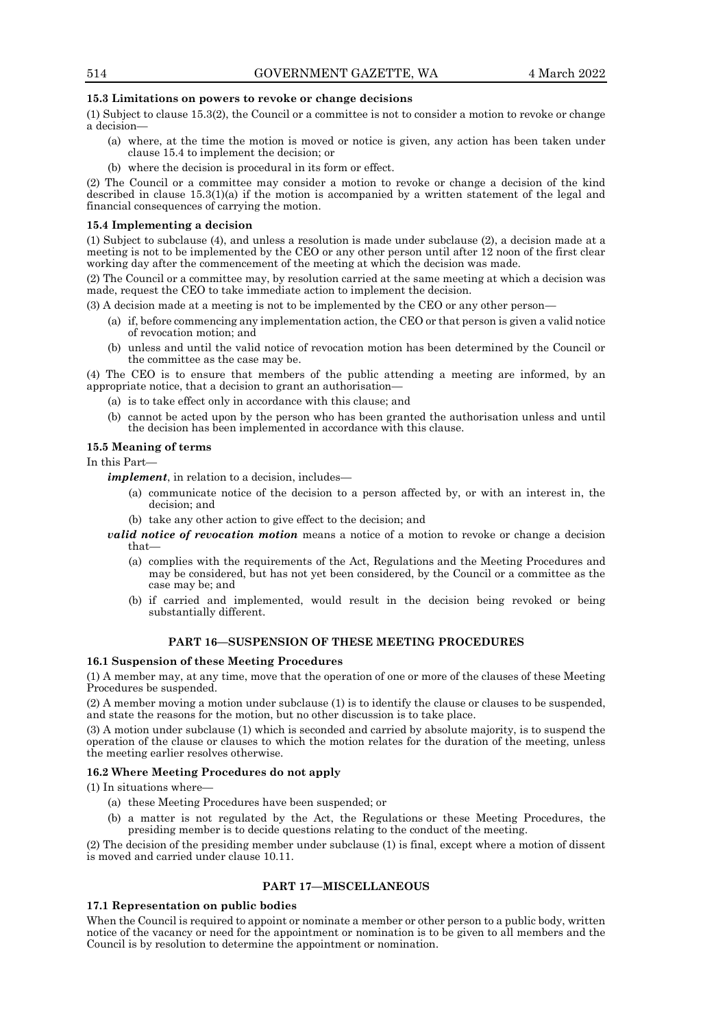### 15.3 Limitations on powers to revoke or change decisions

(1) Subject to clause 15.3(2), the Council or a committee is not to consider a motion to revoke or change a decision—

- (a) where, at the time the motion is moved or notice is given, any action has been taken under clause 15.4 to implement the decision; or
- (b) where the decision is procedural in its form or effect.

(2) The Council or a committee may consider a motion to revoke or change a decision of the kind described in clause 15.3(1)(a) if the motion is accompanied by a written statement of the legal and financial consequences of carrying the motion.

### 15.4 Implementing a decision

(1) Subject to subclause (4), and unless a resolution is made under subclause (2), a decision made at a meeting is not to be implemented by the CEO or any other person until after 12 noon of the first clear working day after the commencement of the meeting at which the decision was made.

(2) The Council or a committee may, by resolution carried at the same meeting at which a decision was made, request the CEO to take immediate action to implement the decision.

(3) A decision made at a meeting is not to be implemented by the CEO or any other person—

- (a) if, before commencing any implementation action, the CEO or that person is given a valid notice of revocation motion; and
- (b) unless and until the valid notice of revocation motion has been determined by the Council or the committee as the case may be.

(4) The CEO is to ensure that members of the public attending a meeting are informed, by an appropriate notice, that a decision to grant an authorisation—

- (a) is to take effect only in accordance with this clause; and
- (b) cannot be acted upon by the person who has been granted the authorisation unless and until the decision has been implemented in accordance with this clause.

### 15.5 Meaning of terms

In this Part—

***implement***, in relation to a decision, includes—

- (a) communicate notice of the decision to a person affected by, or with an interest in, the decision; and
- (b) take any other action to give effect to the decision; and

***valid notice of revocation motion*** means a notice of a motion to revoke or change a decision that—

- (a) complies with the requirements of the Act, Regulations and the Meeting Procedures and may be considered, but has not yet been considered, by the Council or a committee as the case may be; and
- (b) if carried and implemented, would result in the decision being revoked or being substantially different.

## PART 16—SUSPENSION OF THESE MEETING PROCEDURES

### 16.1 Suspension of these Meeting Procedures

(1) A member may, at any time, move that the operation of one or more of the clauses of these Meeting Procedures be suspended.

(2) A member moving a motion under subclause (1) is to identify the clause or clauses to be suspended, and state the reasons for the motion, but no other discussion is to take place.

(3) A motion under subclause (1) which is seconded and carried by absolute majority, is to suspend the operation of the clause or clauses to which the motion relates for the duration of the meeting, unless the meeting earlier resolves otherwise.

### 16.2 Where Meeting Procedures do not apply

(1) In situations where—

- (a) these Meeting Procedures have been suspended; or
- (b) a matter is not regulated by the Act, the Regulations or these Meeting Procedures, the presiding member is to decide questions relating to the conduct of the meeting.

(2) The decision of the presiding member under subclause (1) is final, except where a motion of dissent is moved and carried under clause 10.11.

## PART 17—MISCELLANEOUS

### 17.1 Representation on public bodies

When the Council is required to appoint or nominate a member or other person to a public body, written notice of the vacancy or need for the appointment or nomination is to be given to all members and the Council is by resolution to determine the appointment or nomination.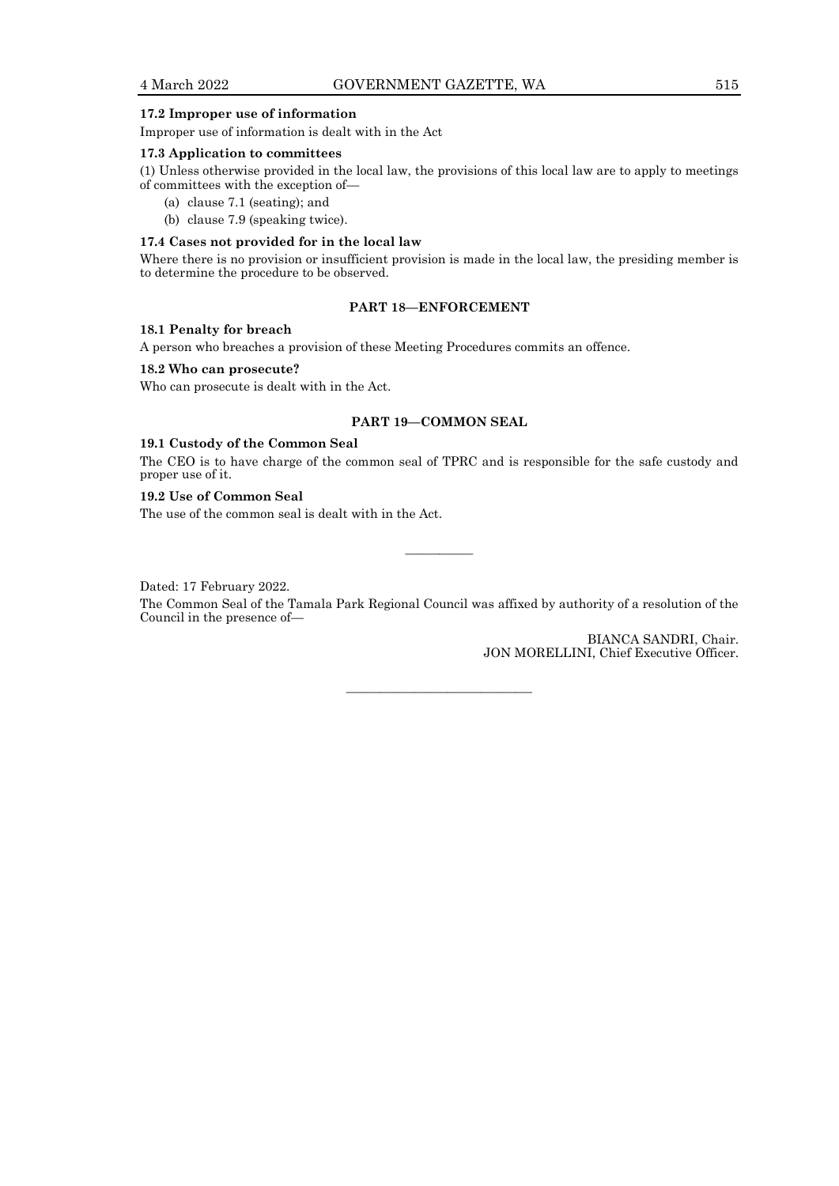**17.2 Improper use of information**

Improper use of information is dealt with in the Act

**17.3 Application to committees**

(1) Unless otherwise provided in the local law, the provisions of this local law are to apply to meetings of committees with the exception of—

(a) clause 7.1 (seating); and

(b) clause 7.9 (speaking twice).

**17.4 Cases not provided for in the local law**

Where there is no provision or insufficient provision is made in the local law, the presiding member is to determine the procedure to be observed.

## PART 18—ENFORCEMENT

**18.1 Penalty for breach**

A person who breaches a provision of these Meeting Procedures commits an offence.

**18.2 Who can prosecute?**

Who can prosecute is dealt with in the Act.

## PART 19—COMMON SEAL

**19.1 Custody of the Common Seal**

The CEO is to have charge of the common seal of TPRC and is responsible for the safe custody and proper use of it.

**19.2 Use of Common Seal**

The use of the common seal is dealt with in the Act.

---

Dated: 17 February 2022.

The Common Seal of the Tamala Park Regional Council was affixed by authority of a resolution of the Council in the presence of—

BIANCA SANDRI, Chair.
JON MORELLINI, Chief Executive Officer.

---